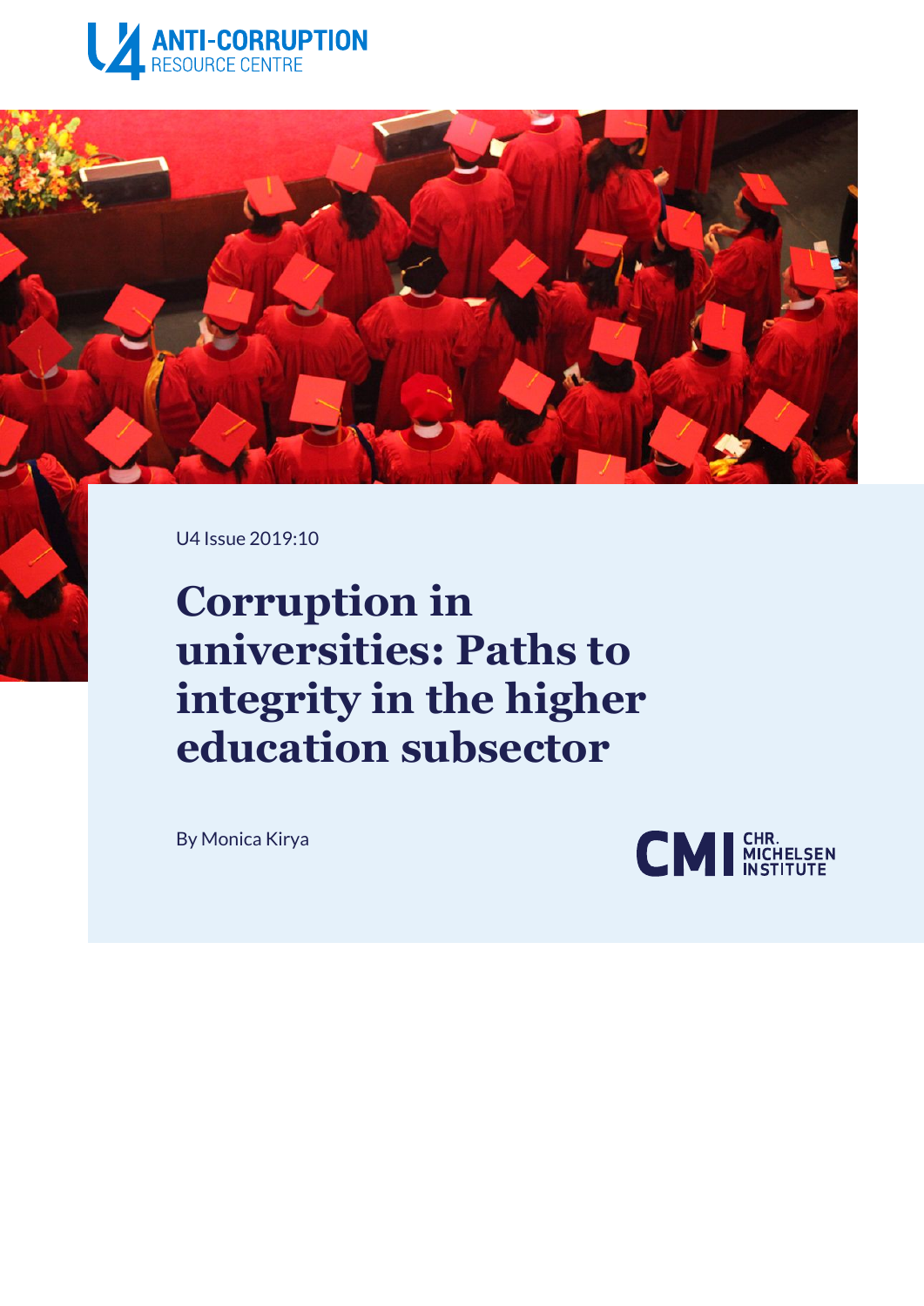U4 Issue 2019:10

# Corruption in universities: Paths to integrity in the higher education subsector

By Monica Kirya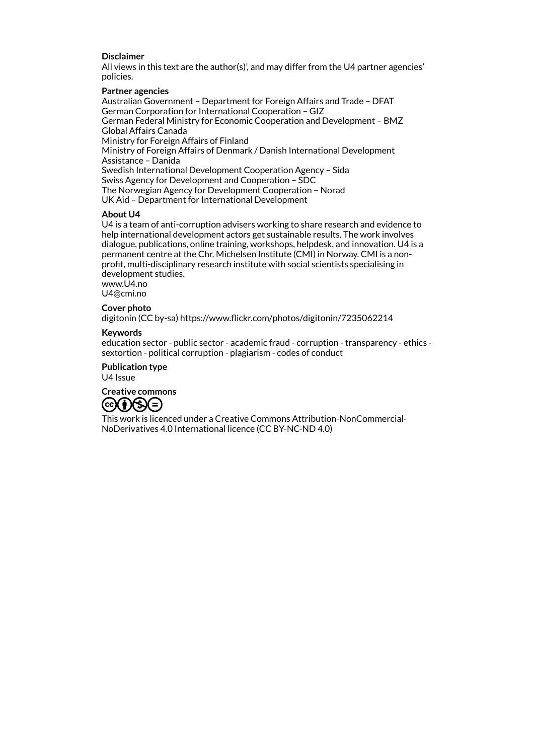**Disclaimer**

All views in this text are the author(s)', and may differ from the U4 partner agencies' policies.

**Partner agencies**

Australian Government – Department for Foreign Affairs and Trade – DFAT
German Corporation for International Cooperation – GIZ
German Federal Ministry for Economic Cooperation and Development – BMZ
Global Affairs Canada
Ministry for Foreign Affairs of Finland
Ministry of Foreign Affairs of Denmark / Danish International Development Assistance – Danida
Swedish International Development Cooperation Agency – Sida
Swiss Agency for Development and Cooperation – SDC
The Norwegian Agency for Development Cooperation – Norad
UK Aid – Department for International Development

**About U4**

U4 is a team of anti-corruption advisers working to share research and evidence to help international development actors get sustainable results. The work involves dialogue, publications, online training, workshops, helpdesk, and innovation. U4 is a permanent centre at the Chr. Michelsen Institute (CMI) in Norway. CMI is a non-profit, multi-disciplinary research institute with social scientists specialising in development studies.
www.U4.no
U4@cmi.no

**Cover photo**

digitonin (CC by-sa) https://www.flickr.com/photos/digitonin/7235062214

**Keywords**

education sector - public sector - academic fraud - corruption - transparency - ethics - sextortion - political corruption - plagiarism - codes of conduct

**Publication type**

U4 Issue

**Creative commons**

This work is licenced under a Creative Commons Attribution-NonCommercial-NoDerivatives 4.0 International licence (CC BY-NC-ND 4.0)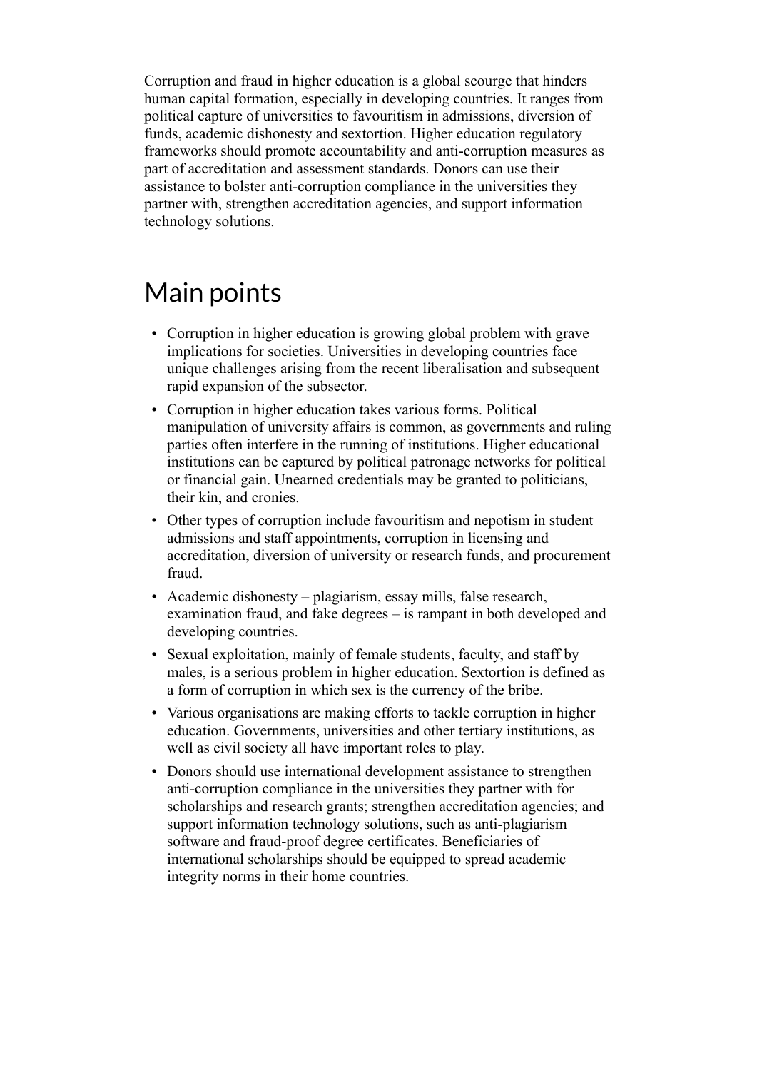Corruption and fraud in higher education is a global scourge that hinders human capital formation, especially in developing countries. It ranges from political capture of universities to favouritism in admissions, diversion of funds, academic dishonesty and sextortion. Higher education regulatory frameworks should promote accountability and anti-corruption measures as part of accreditation and assessment standards. Donors can use their assistance to bolster anti-corruption compliance in the universities they partner with, strengthen accreditation agencies, and support information technology solutions.

# Main points

- Corruption in higher education is growing global problem with grave implications for societies. Universities in developing countries face unique challenges arising from the recent liberalisation and subsequent rapid expansion of the subsector.
- Corruption in higher education takes various forms. Political manipulation of university affairs is common, as governments and ruling parties often interfere in the running of institutions. Higher educational institutions can be captured by political patronage networks for political or financial gain. Unearned credentials may be granted to politicians, their kin, and cronies.
- Other types of corruption include favouritism and nepotism in student admissions and staff appointments, corruption in licensing and accreditation, diversion of university or research funds, and procurement fraud.
- Academic dishonesty – plagiarism, essay mills, false research, examination fraud, and fake degrees – is rampant in both developed and developing countries.
- Sexual exploitation, mainly of female students, faculty, and staff by males, is a serious problem in higher education. Sextortion is defined as a form of corruption in which sex is the currency of the bribe.
- Various organisations are making efforts to tackle corruption in higher education. Governments, universities and other tertiary institutions, as well as civil society all have important roles to play.
- Donors should use international development assistance to strengthen anti-corruption compliance in the universities they partner with for scholarships and research grants; strengthen accreditation agencies; and support information technology solutions, such as anti-plagiarism software and fraud-proof degree certificates. Beneficiaries of international scholarships should be equipped to spread academic integrity norms in their home countries.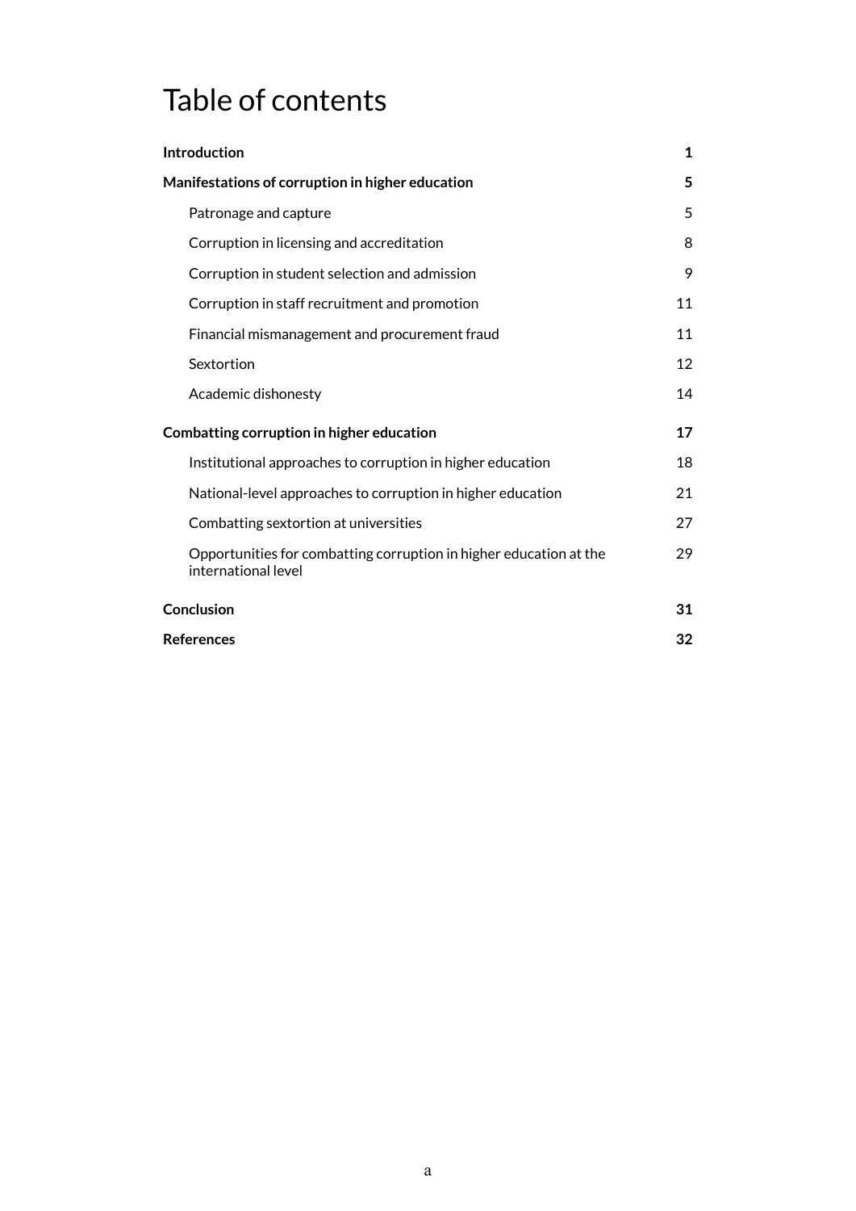# Table of contents

| | |
|---|---|
| **Introduction** | **1** |
| **Manifestations of corruption in higher education** | **5** |
| Patronage and capture | 5 |
| Corruption in licensing and accreditation | 8 |
| Corruption in student selection and admission | 9 |
| Corruption in staff recruitment and promotion | 11 |
| Financial mismanagement and procurement fraud | 11 |
| Sextortion | 12 |
| Academic dishonesty | 14 |
| **Combatting corruption in higher education** | **17** |
| Institutional approaches to corruption in higher education | 18 |
| National-level approaches to corruption in higher education | 21 |
| Combatting sextortion at universities | 27 |
| Opportunities for combatting corruption in higher education at the international level | 29 |
| **Conclusion** | **31** |
| **References** | **32** |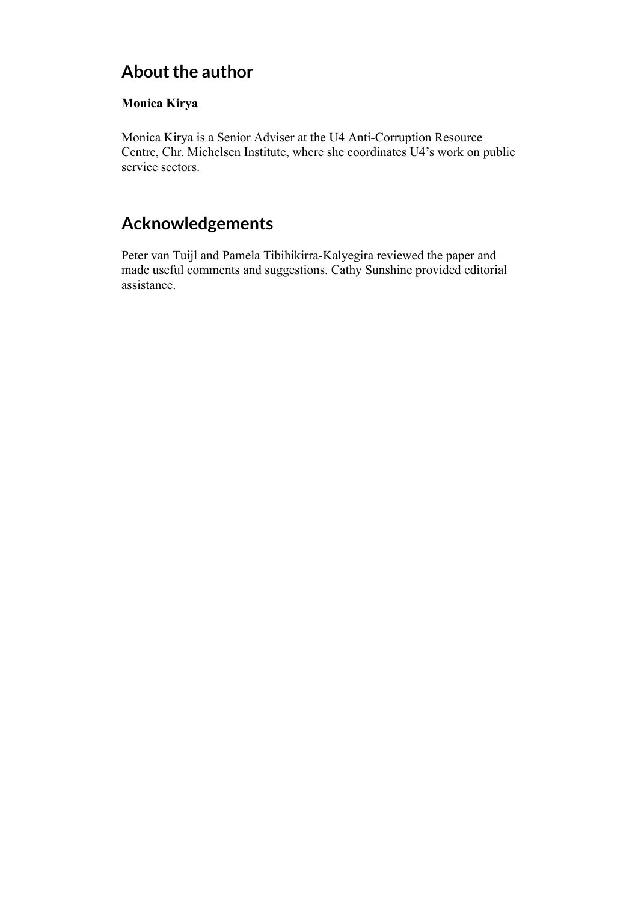## About the author

**Monica Kirya**

Monica Kirya is a Senior Adviser at the U4 Anti-Corruption Resource Centre, Chr. Michelsen Institute, where she coordinates U4's work on public service sectors.

## Acknowledgements

Peter van Tuijl and Pamela Tibihikirra-Kalyegira reviewed the paper and made useful comments and suggestions. Cathy Sunshine provided editorial assistance.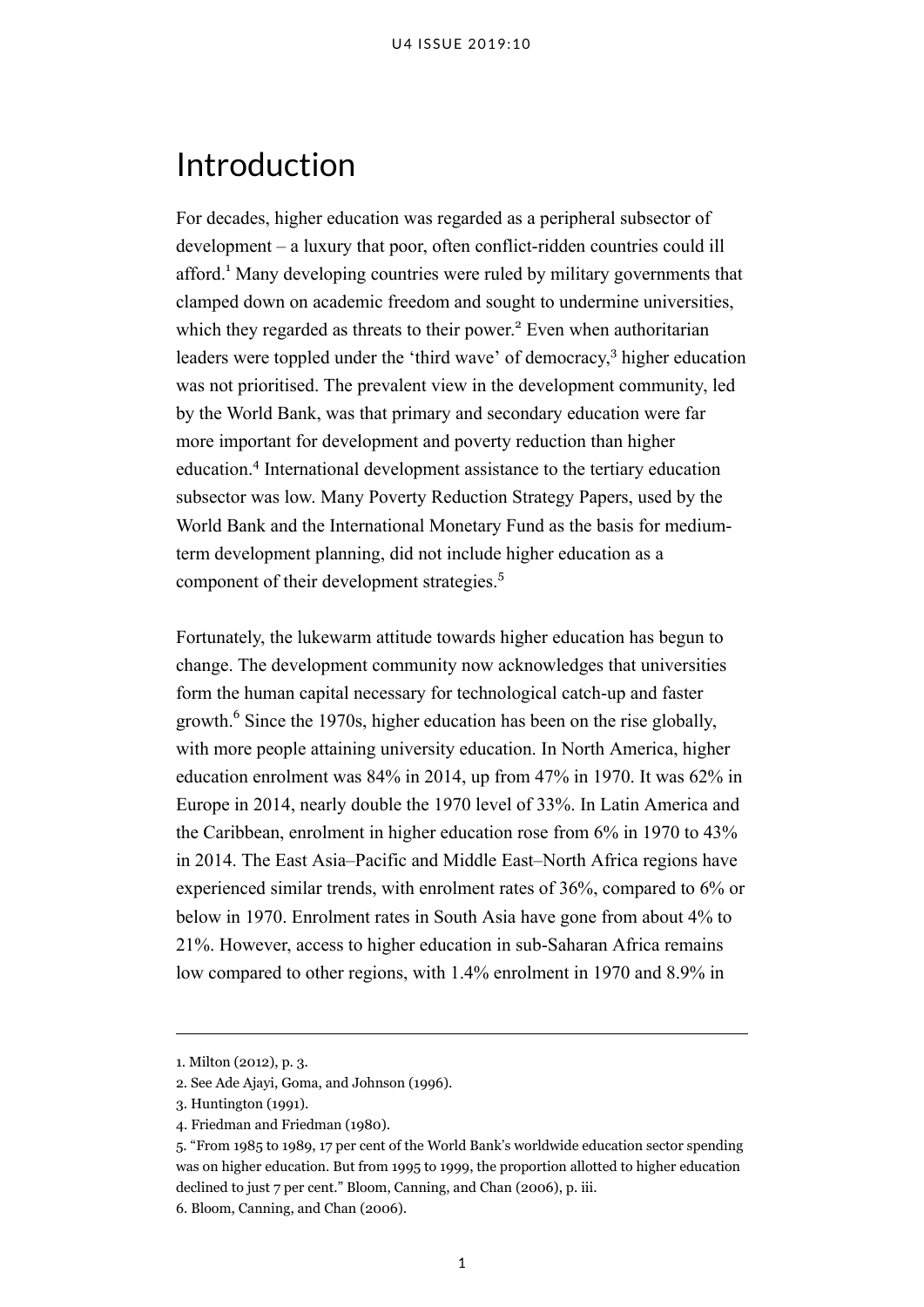# Introduction

For decades, higher education was regarded as a peripheral subsector of development – a luxury that poor, often conflict-ridden countries could ill afford.[1] Many developing countries were ruled by military governments that clamped down on academic freedom and sought to undermine universities, which they regarded as threats to their power.[2] Even when authoritarian leaders were toppled under the 'third wave' of democracy,[3] higher education was not prioritised. The prevalent view in the development community, led by the World Bank, was that primary and secondary education were far more important for development and poverty reduction than higher education.[4] International development assistance to the tertiary education subsector was low. Many Poverty Reduction Strategy Papers, used by the World Bank and the International Monetary Fund as the basis for medium-term development planning, did not include higher education as a component of their development strategies.[5]

Fortunately, the lukewarm attitude towards higher education has begun to change. The development community now acknowledges that universities form the human capital necessary for technological catch-up and faster growth.[6] Since the 1970s, higher education has been on the rise globally, with more people attaining university education. In North America, higher education enrolment was 84% in 2014, up from 47% in 1970. It was 62% in Europe in 2014, nearly double the 1970 level of 33%. In Latin America and the Caribbean, enrolment in higher education rose from 6% in 1970 to 43% in 2014. The East Asia–Pacific and Middle East–North Africa regions have experienced similar trends, with enrolment rates of 36%, compared to 6% or below in 1970. Enrolment rates in South Asia have gone from about 4% to 21%. However, access to higher education in sub-Saharan Africa remains low compared to other regions, with 1.4% enrolment in 1970 and 8.9% in

---

1. Milton (2012), p. 3.
2. See Ade Ajayi, Goma, and Johnson (1996).
3. Huntington (1991).
4. Friedman and Friedman (1980).
5. "From 1985 to 1989, 17 per cent of the World Bank's worldwide education sector spending was on higher education. But from 1995 to 1999, the proportion allotted to higher education declined to just 7 per cent." Bloom, Canning, and Chan (2006), p. iii.
6. Bloom, Canning, and Chan (2006).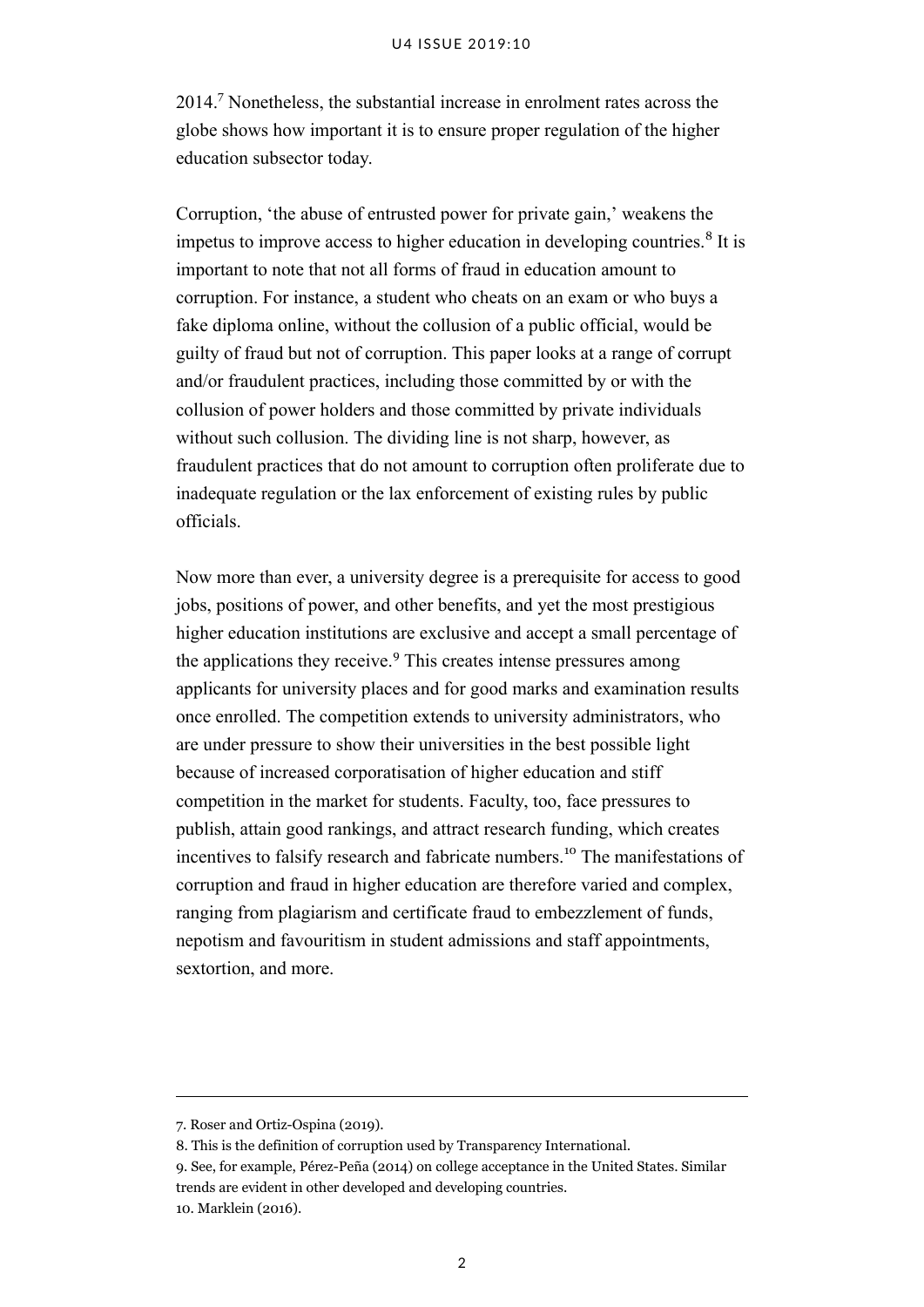2014.[7] Nonetheless, the substantial increase in enrolment rates across the globe shows how important it is to ensure proper regulation of the higher education subsector today.

Corruption, 'the abuse of entrusted power for private gain,' weakens the impetus to improve access to higher education in developing countries.[8] It is important to note that not all forms of fraud in education amount to corruption. For instance, a student who cheats on an exam or who buys a fake diploma online, without the collusion of a public official, would be guilty of fraud but not of corruption. This paper looks at a range of corrupt and/or fraudulent practices, including those committed by or with the collusion of power holders and those committed by private individuals without such collusion. The dividing line is not sharp, however, as fraudulent practices that do not amount to corruption often proliferate due to inadequate regulation or the lax enforcement of existing rules by public officials.

Now more than ever, a university degree is a prerequisite for access to good jobs, positions of power, and other benefits, and yet the most prestigious higher education institutions are exclusive and accept a small percentage of the applications they receive.[9] This creates intense pressures among applicants for university places and for good marks and examination results once enrolled. The competition extends to university administrators, who are under pressure to show their universities in the best possible light because of increased corporatisation of higher education and stiff competition in the market for students. Faculty, too, face pressures to publish, attain good rankings, and attract research funding, which creates incentives to falsify research and fabricate numbers.[10] The manifestations of corruption and fraud in higher education are therefore varied and complex, ranging from plagiarism and certificate fraud to embezzlement of funds, nepotism and favouritism in student admissions and staff appointments, sextortion, and more.

---

7. Roser and Ortiz-Ospina (2019).

8. This is the definition of corruption used by Transparency International.

9. See, for example, Pérez-Peña (2014) on college acceptance in the United States. Similar trends are evident in other developed and developing countries.

10. Marklein (2016).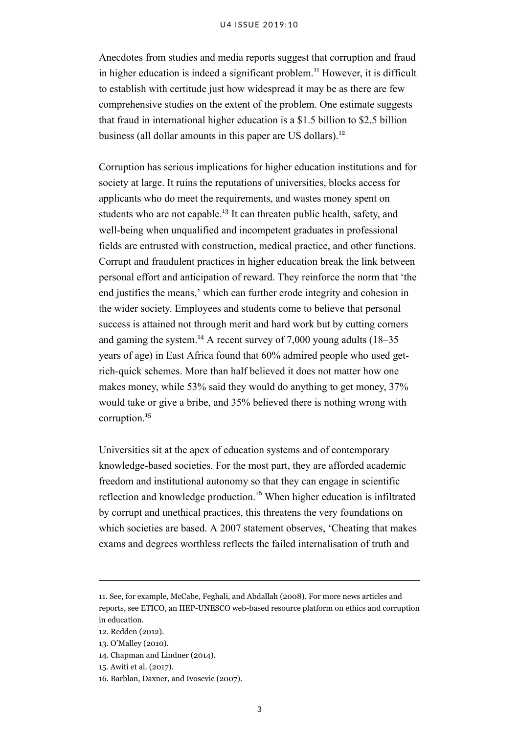Anecdotes from studies and media reports suggest that corruption and fraud in higher education is indeed a significant problem.[11] However, it is difficult to establish with certitude just how widespread it may be as there are few comprehensive studies on the extent of the problem. One estimate suggests that fraud in international higher education is a $1.5 billion to $2.5 billion business (all dollar amounts in this paper are US dollars).[12]

Corruption has serious implications for higher education institutions and for society at large. It ruins the reputations of universities, blocks access for applicants who do meet the requirements, and wastes money spent on students who are not capable.[13] It can threaten public health, safety, and well-being when unqualified and incompetent graduates in professional fields are entrusted with construction, medical practice, and other functions. Corrupt and fraudulent practices in higher education break the link between personal effort and anticipation of reward. They reinforce the norm that 'the end justifies the means,' which can further erode integrity and cohesion in the wider society. Employees and students come to believe that personal success is attained not through merit and hard work but by cutting corners and gaming the system.[14] A recent survey of 7,000 young adults (18–35 years of age) in East Africa found that 60% admired people who used get-rich-quick schemes. More than half believed it does not matter how one makes money, while 53% said they would do anything to get money, 37% would take or give a bribe, and 35% believed there is nothing wrong with corruption.[15]

Universities sit at the apex of education systems and of contemporary knowledge-based societies. For the most part, they are afforded academic freedom and institutional autonomy so that they can engage in scientific reflection and knowledge production.[16] When higher education is infiltrated by corrupt and unethical practices, this threatens the very foundations on which societies are based. A 2007 statement observes, 'Cheating that makes exams and degrees worthless reflects the failed internalisation of truth and

---

11. See, for example, McCabe, Feghali, and Abdallah (2008). For more news articles and reports, see ETICO, an IIEP-UNESCO web-based resource platform on ethics and corruption in education.
12. Redden (2012).
13. O'Malley (2010).
14. Chapman and Lindner (2014).
15. Awiti et al. (2017).
16. Barblan, Daxner, and Ivosevic (2007).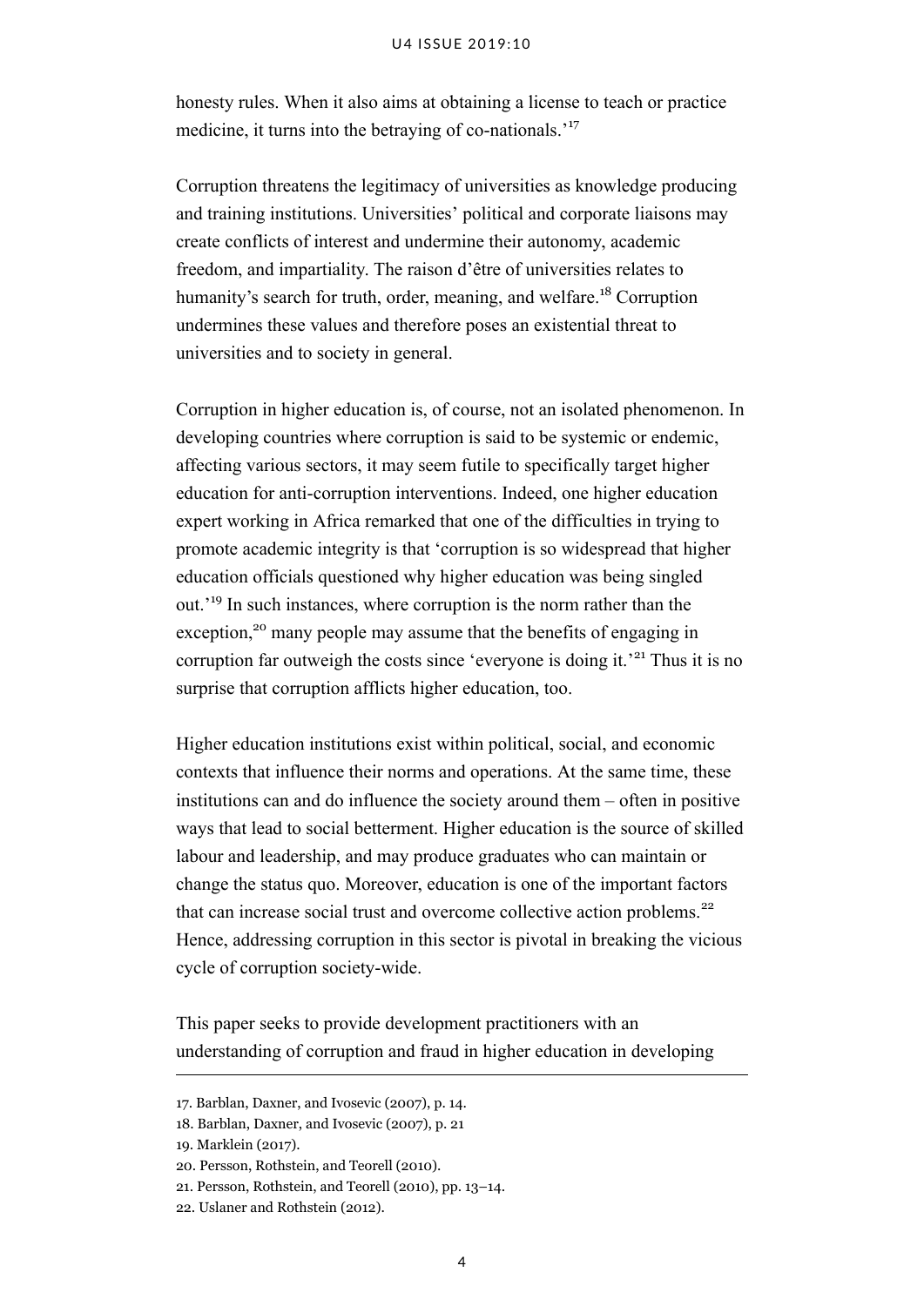honesty rules. When it also aims at obtaining a license to teach or practice medicine, it turns into the betraying of co-nationals.'[17]

Corruption threatens the legitimacy of universities as knowledge producing and training institutions. Universities' political and corporate liaisons may create conflicts of interest and undermine their autonomy, academic freedom, and impartiality. The raison d'être of universities relates to humanity's search for truth, order, meaning, and welfare.[18] Corruption undermines these values and therefore poses an existential threat to universities and to society in general.

Corruption in higher education is, of course, not an isolated phenomenon. In developing countries where corruption is said to be systemic or endemic, affecting various sectors, it may seem futile to specifically target higher education for anti-corruption interventions. Indeed, one higher education expert working in Africa remarked that one of the difficulties in trying to promote academic integrity is that 'corruption is so widespread that higher education officials questioned why higher education was being singled out.'[19] In such instances, where corruption is the norm rather than the exception,[20] many people may assume that the benefits of engaging in corruption far outweigh the costs since 'everyone is doing it.'[21] Thus it is no surprise that corruption afflicts higher education, too.

Higher education institutions exist within political, social, and economic contexts that influence their norms and operations. At the same time, these institutions can and do influence the society around them – often in positive ways that lead to social betterment. Higher education is the source of skilled labour and leadership, and may produce graduates who can maintain or change the status quo. Moreover, education is one of the important factors that can increase social trust and overcome collective action problems.[22] Hence, addressing corruption in this sector is pivotal in breaking the vicious cycle of corruption society-wide.

This paper seeks to provide development practitioners with an understanding of corruption and fraud in higher education in developing

---

17. Barblan, Daxner, and Ivosevic (2007), p. 14.
18. Barblan, Daxner, and Ivosevic (2007), p. 21
19. Marklein (2017).
20. Persson, Rothstein, and Teorell (2010).
21. Persson, Rothstein, and Teorell (2010), pp. 13–14.
22. Uslaner and Rothstein (2012).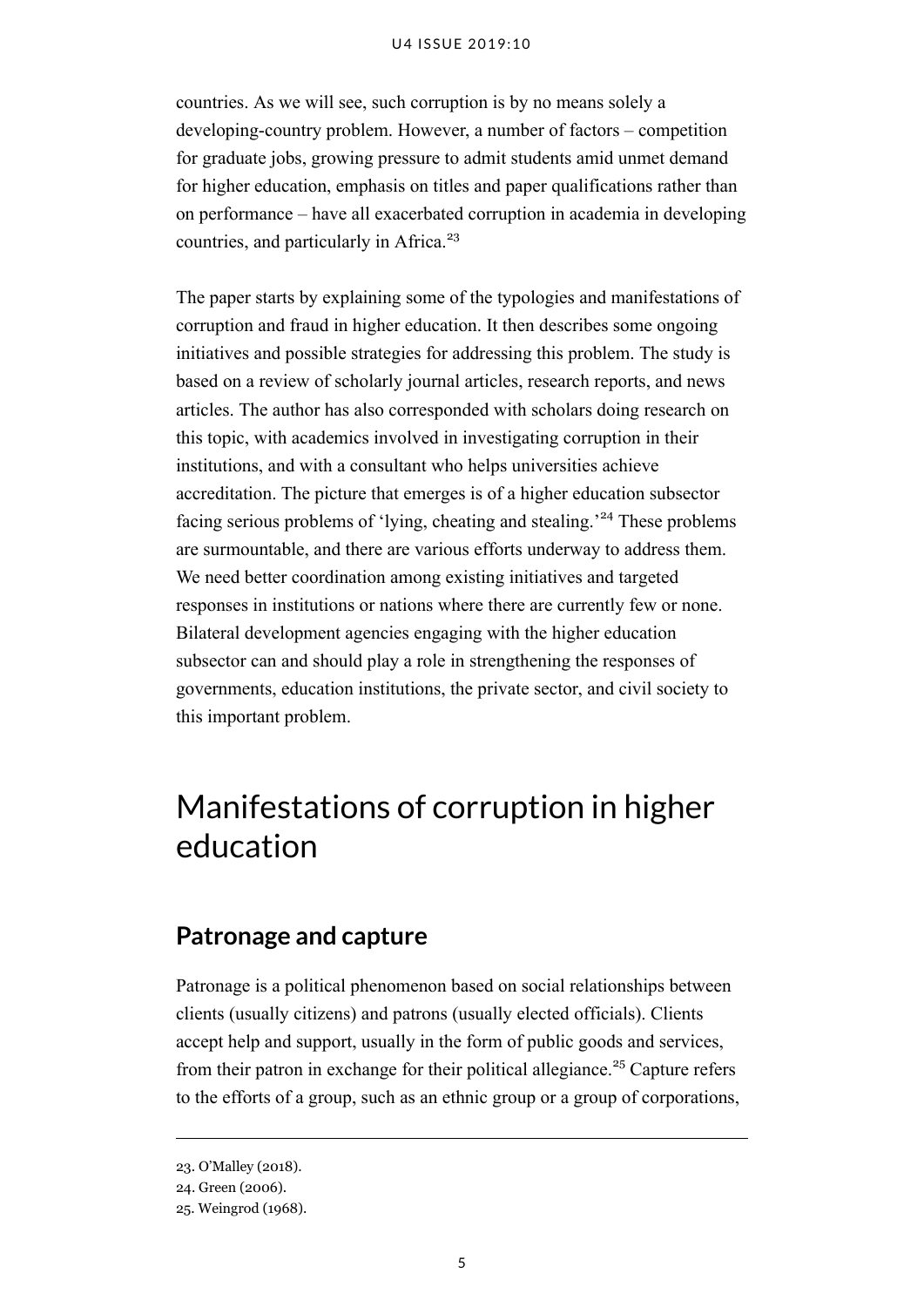countries. As we will see, such corruption is by no means solely a developing-country problem. However, a number of factors – competition for graduate jobs, growing pressure to admit students amid unmet demand for higher education, emphasis on titles and paper qualifications rather than on performance – have all exacerbated corruption in academia in developing countries, and particularly in Africa.[23]

The paper starts by explaining some of the typologies and manifestations of corruption and fraud in higher education. It then describes some ongoing initiatives and possible strategies for addressing this problem. The study is based on a review of scholarly journal articles, research reports, and news articles. The author has also corresponded with scholars doing research on this topic, with academics involved in investigating corruption in their institutions, and with a consultant who helps universities achieve accreditation. The picture that emerges is of a higher education subsector facing serious problems of 'lying, cheating and stealing.'[24] These problems are surmountable, and there are various efforts underway to address them. We need better coordination among existing initiatives and targeted responses in institutions or nations where there are currently few or none. Bilateral development agencies engaging with the higher education subsector can and should play a role in strengthening the responses of governments, education institutions, the private sector, and civil society to this important problem.

# Manifestations of corruption in higher education

## Patronage and capture

Patronage is a political phenomenon based on social relationships between clients (usually citizens) and patrons (usually elected officials). Clients accept help and support, usually in the form of public goods and services, from their patron in exchange for their political allegiance.[25] Capture refers to the efforts of a group, such as an ethnic group or a group of corporations,

23. O'Malley (2018).
24. Green (2006).
25. Weingrod (1968).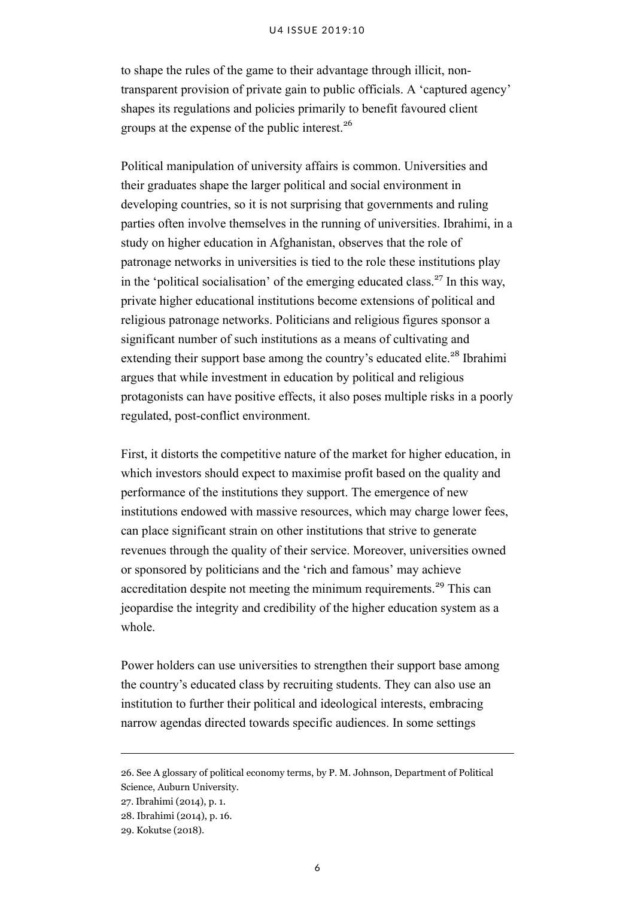to shape the rules of the game to their advantage through illicit, non-transparent provision of private gain to public officials. A 'captured agency' shapes its regulations and policies primarily to benefit favoured client groups at the expense of the public interest.[26]

Political manipulation of university affairs is common. Universities and their graduates shape the larger political and social environment in developing countries, so it is not surprising that governments and ruling parties often involve themselves in the running of universities. Ibrahimi, in a study on higher education in Afghanistan, observes that the role of patronage networks in universities is tied to the role these institutions play in the 'political socialisation' of the emerging educated class.[27] In this way, private higher educational institutions become extensions of political and religious patronage networks. Politicians and religious figures sponsor a significant number of such institutions as a means of cultivating and extending their support base among the country's educated elite.[28] Ibrahimi argues that while investment in education by political and religious protagonists can have positive effects, it also poses multiple risks in a poorly regulated, post-conflict environment.

First, it distorts the competitive nature of the market for higher education, in which investors should expect to maximise profit based on the quality and performance of the institutions they support. The emergence of new institutions endowed with massive resources, which may charge lower fees, can place significant strain on other institutions that strive to generate revenues through the quality of their service. Moreover, universities owned or sponsored by politicians and the 'rich and famous' may achieve accreditation despite not meeting the minimum requirements.[29] This can jeopardise the integrity and credibility of the higher education system as a whole.

Power holders can use universities to strengthen their support base among the country's educated class by recruiting students. They can also use an institution to further their political and ideological interests, embracing narrow agendas directed towards specific audiences. In some settings

---

26. See A glossary of political economy terms, by P. M. Johnson, Department of Political Science, Auburn University.

27. Ibrahimi (2014), p. 1.

28. Ibrahimi (2014), p. 16.

29. Kokutse (2018).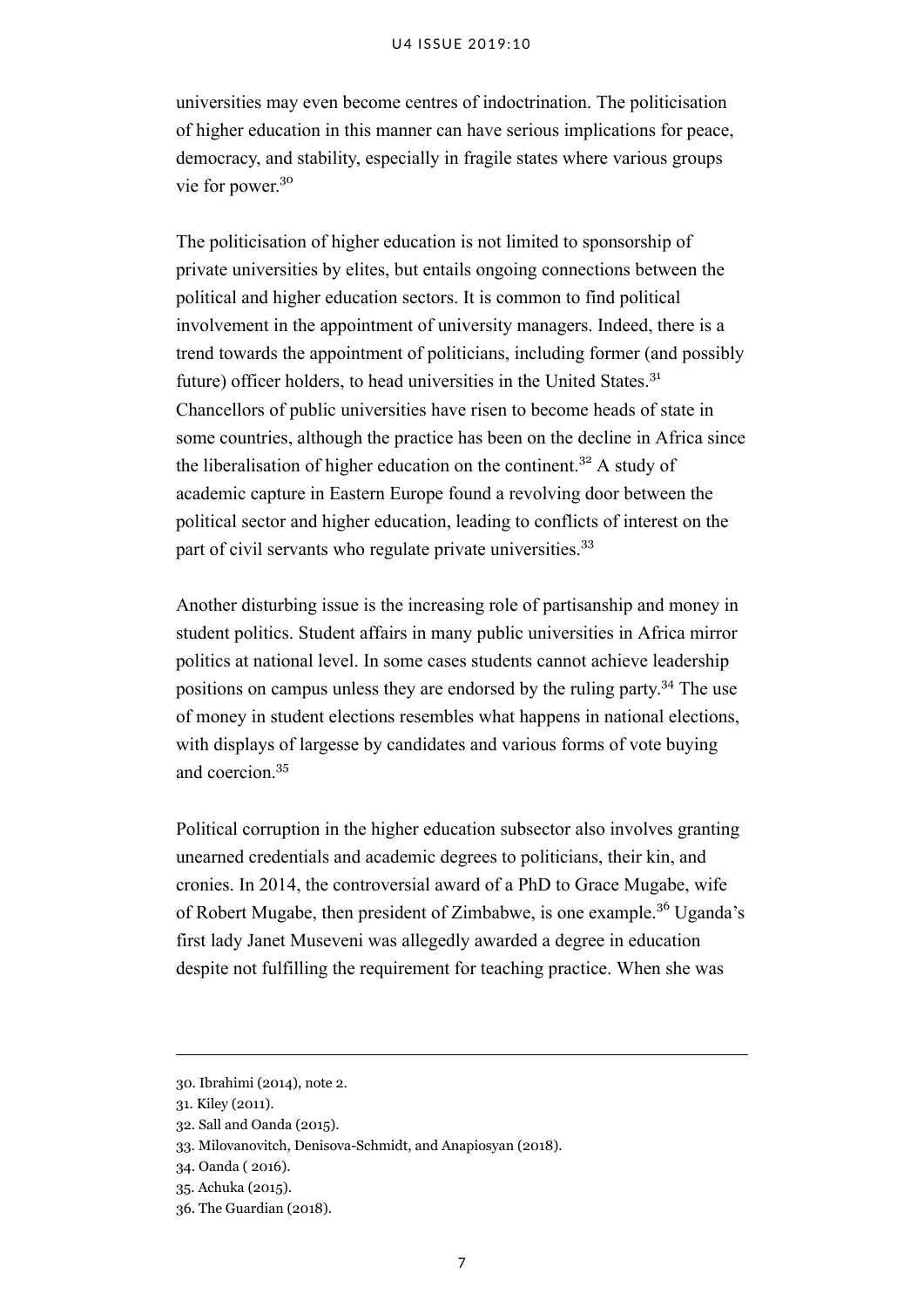universities may even become centres of indoctrination. The politicisation of higher education in this manner can have serious implications for peace, democracy, and stability, especially in fragile states where various groups vie for power.[30]

The politicisation of higher education is not limited to sponsorship of private universities by elites, but entails ongoing connections between the political and higher education sectors. It is common to find political involvement in the appointment of university managers. Indeed, there is a trend towards the appointment of politicians, including former (and possibly future) officer holders, to head universities in the United States.[31] Chancellors of public universities have risen to become heads of state in some countries, although the practice has been on the decline in Africa since the liberalisation of higher education on the continent.[32] A study of academic capture in Eastern Europe found a revolving door between the political sector and higher education, leading to conflicts of interest on the part of civil servants who regulate private universities.[33]

Another disturbing issue is the increasing role of partisanship and money in student politics. Student affairs in many public universities in Africa mirror politics at national level. In some cases students cannot achieve leadership positions on campus unless they are endorsed by the ruling party.[34] The use of money in student elections resembles what happens in national elections, with displays of largesse by candidates and various forms of vote buying and coercion.[35]

Political corruption in the higher education subsector also involves granting unearned credentials and academic degrees to politicians, their kin, and cronies. In 2014, the controversial award of a PhD to Grace Mugabe, wife of Robert Mugabe, then president of Zimbabwe, is one example.[36] Uganda's first lady Janet Museveni was allegedly awarded a degree in education despite not fulfilling the requirement for teaching practice. When she was

---

30. Ibrahimi (2014), note 2.
31. Kiley (2011).
32. Sall and Oanda (2015).
33. Milovanovitch, Denisova-Schmidt, and Anapiosyan (2018).
34. Oanda ( 2016).
35. Achuka (2015).
36. The Guardian (2018).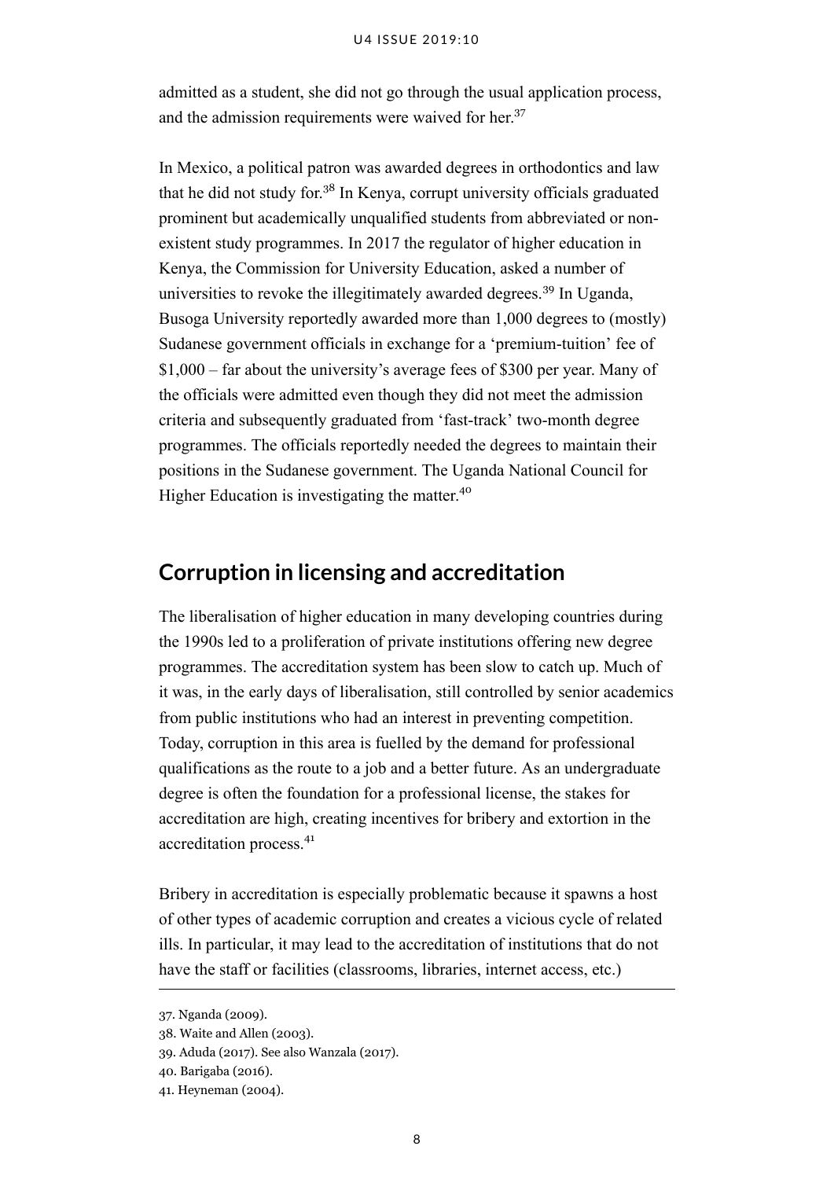admitted as a student, she did not go through the usual application process, and the admission requirements were waived for her.[37]

In Mexico, a political patron was awarded degrees in orthodontics and law that he did not study for.[38] In Kenya, corrupt university officials graduated prominent but academically unqualified students from abbreviated or non-existent study programmes. In 2017 the regulator of higher education in Kenya, the Commission for University Education, asked a number of universities to revoke the illegitimately awarded degrees.[39] In Uganda, Busoga University reportedly awarded more than 1,000 degrees to (mostly) Sudanese government officials in exchange for a 'premium-tuition' fee of $1,000 – far about the university's average fees of $300 per year. Many of the officials were admitted even though they did not meet the admission criteria and subsequently graduated from 'fast-track' two-month degree programmes. The officials reportedly needed the degrees to maintain their positions in the Sudanese government. The Uganda National Council for Higher Education is investigating the matter.[40]

## Corruption in licensing and accreditation

The liberalisation of higher education in many developing countries during the 1990s led to a proliferation of private institutions offering new degree programmes. The accreditation system has been slow to catch up. Much of it was, in the early days of liberalisation, still controlled by senior academics from public institutions who had an interest in preventing competition. Today, corruption in this area is fuelled by the demand for professional qualifications as the route to a job and a better future. As an undergraduate degree is often the foundation for a professional license, the stakes for accreditation are high, creating incentives for bribery and extortion in the accreditation process.[41]

Bribery in accreditation is especially problematic because it spawns a host of other types of academic corruption and creates a vicious cycle of related ills. In particular, it may lead to the accreditation of institutions that do not have the staff or facilities (classrooms, libraries, internet access, etc.)

---

37. Nganda (2009).
38. Waite and Allen (2003).
39. Aduda (2017). See also Wanzala (2017).
40. Barigaba (2016).
41. Heyneman (2004).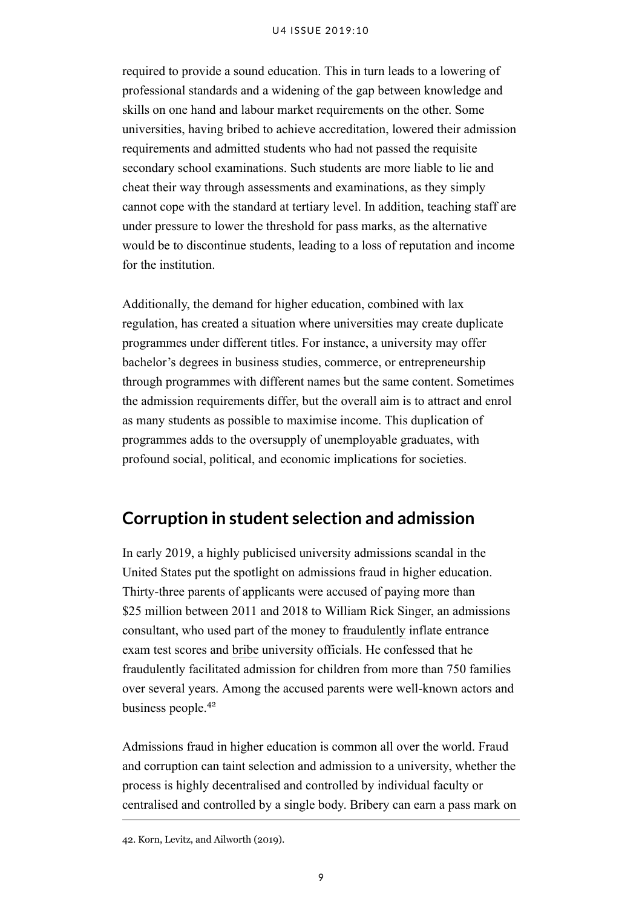required to provide a sound education. This in turn leads to a lowering of professional standards and a widening of the gap between knowledge and skills on one hand and labour market requirements on the other. Some universities, having bribed to achieve accreditation, lowered their admission requirements and admitted students who had not passed the requisite secondary school examinations. Such students are more liable to lie and cheat their way through assessments and examinations, as they simply cannot cope with the standard at tertiary level. In addition, teaching staff are under pressure to lower the threshold for pass marks, as the alternative would be to discontinue students, leading to a loss of reputation and income for the institution.

Additionally, the demand for higher education, combined with lax regulation, has created a situation where universities may create duplicate programmes under different titles. For instance, a university may offer bachelor's degrees in business studies, commerce, or entrepreneurship through programmes with different names but the same content. Sometimes the admission requirements differ, but the overall aim is to attract and enrol as many students as possible to maximise income. This duplication of programmes adds to the oversupply of unemployable graduates, with profound social, political, and economic implications for societies.

## Corruption in student selection and admission

In early 2019, a highly publicised university admissions scandal in the United States put the spotlight on admissions fraud in higher education. Thirty-three parents of applicants were accused of paying more than $25 million between 2011 and 2018 to William Rick Singer, an admissions consultant, who used part of the money to fraudulently inflate entrance exam test scores and bribe university officials. He confessed that he fraudulently facilitated admission for children from more than 750 families over several years. Among the accused parents were well-known actors and business people.[42]

Admissions fraud in higher education is common all over the world. Fraud and corruption can taint selection and admission to a university, whether the process is highly decentralised and controlled by individual faculty or centralised and controlled by a single body. Bribery can earn a pass mark on

42. Korn, Levitz, and Ailworth (2019).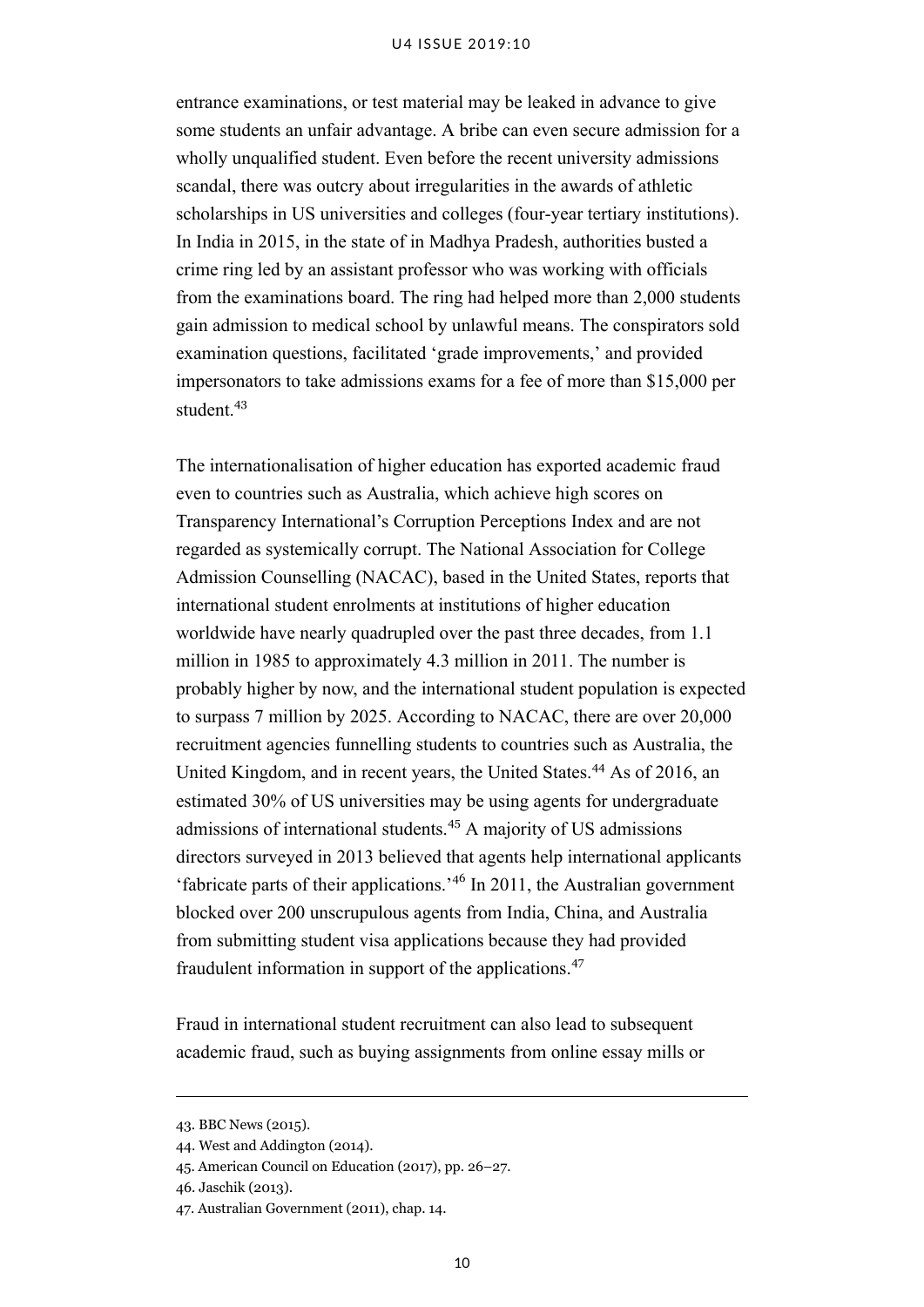entrance examinations, or test material may be leaked in advance to give some students an unfair advantage. A bribe can even secure admission for a wholly unqualified student. Even before the recent university admissions scandal, there was outcry about irregularities in the awards of athletic scholarships in US universities and colleges (four-year tertiary institutions). In India in 2015, in the state of in Madhya Pradesh, authorities busted a crime ring led by an assistant professor who was working with officials from the examinations board. The ring had helped more than 2,000 students gain admission to medical school by unlawful means. The conspirators sold examination questions, facilitated 'grade improvements,' and provided impersonators to take admissions exams for a fee of more than $15,000 per student.[43]

The internationalisation of higher education has exported academic fraud even to countries such as Australia, which achieve high scores on Transparency International's Corruption Perceptions Index and are not regarded as systemically corrupt. The National Association for College Admission Counselling (NACAC), based in the United States, reports that international student enrolments at institutions of higher education worldwide have nearly quadrupled over the past three decades, from 1.1 million in 1985 to approximately 4.3 million in 2011. The number is probably higher by now, and the international student population is expected to surpass 7 million by 2025. According to NACAC, there are over 20,000 recruitment agencies funnelling students to countries such as Australia, the United Kingdom, and in recent years, the United States.[44] As of 2016, an estimated 30% of US universities may be using agents for undergraduate admissions of international students.[45] A majority of US admissions directors surveyed in 2013 believed that agents help international applicants 'fabricate parts of their applications.'[46] In 2011, the Australian government blocked over 200 unscrupulous agents from India, China, and Australia from submitting student visa applications because they had provided fraudulent information in support of the applications.[47]

Fraud in international student recruitment can also lead to subsequent academic fraud, such as buying assignments from online essay mills or

---

43. BBC News (2015).
44. West and Addington (2014).
45. American Council on Education (2017), pp. 26–27.
46. Jaschik (2013).
47. Australian Government (2011), chap. 14.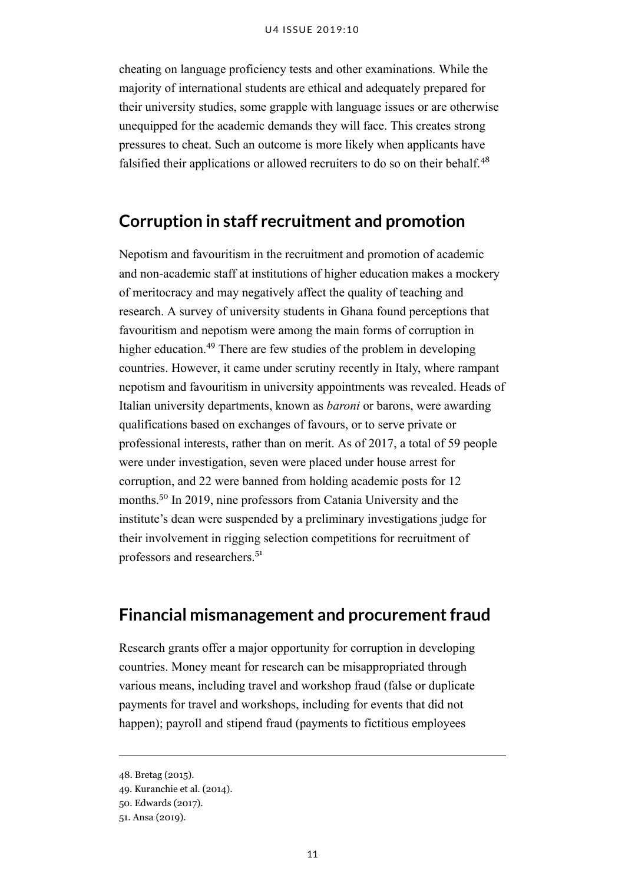cheating on language proficiency tests and other examinations. While the majority of international students are ethical and adequately prepared for their university studies, some grapple with language issues or are otherwise unequipped for the academic demands they will face. This creates strong pressures to cheat. Such an outcome is more likely when applicants have falsified their applications or allowed recruiters to do so on their behalf.[48]

## Corruption in staff recruitment and promotion

Nepotism and favouritism in the recruitment and promotion of academic and non-academic staff at institutions of higher education makes a mockery of meritocracy and may negatively affect the quality of teaching and research. A survey of university students in Ghana found perceptions that favouritism and nepotism were among the main forms of corruption in higher education.[49] There are few studies of the problem in developing countries. However, it came under scrutiny recently in Italy, where rampant nepotism and favouritism in university appointments was revealed. Heads of Italian university departments, known as *baroni* or barons, were awarding qualifications based on exchanges of favours, or to serve private or professional interests, rather than on merit. As of 2017, a total of 59 people were under investigation, seven were placed under house arrest for corruption, and 22 were banned from holding academic posts for 12 months.[50] In 2019, nine professors from Catania University and the institute's dean were suspended by a preliminary investigations judge for their involvement in rigging selection competitions for recruitment of professors and researchers.[51]

## Financial mismanagement and procurement fraud

Research grants offer a major opportunity for corruption in developing countries. Money meant for research can be misappropriated through various means, including travel and workshop fraud (false or duplicate payments for travel and workshops, including for events that did not happen); payroll and stipend fraud (payments to fictitious employees

---

48. Bretag (2015).
49. Kuranchie et al. (2014).
50. Edwards (2017).
51. Ansa (2019).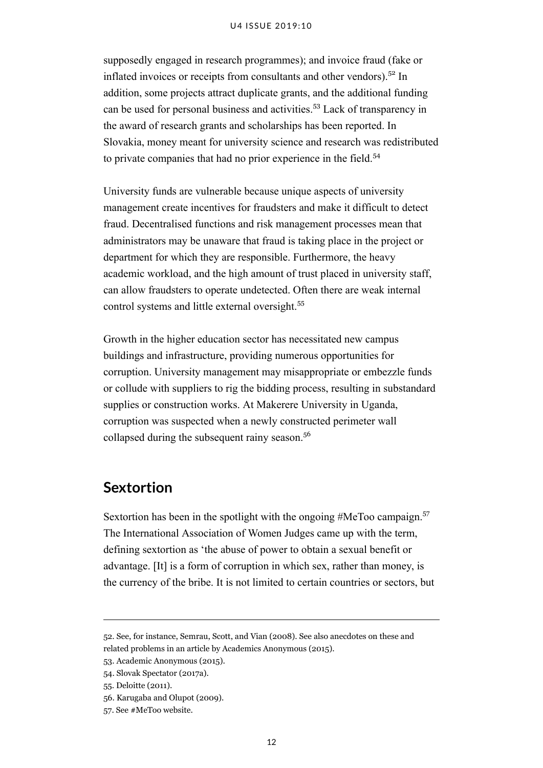supposedly engaged in research programmes); and invoice fraud (fake or inflated invoices or receipts from consultants and other vendors).[52] In addition, some projects attract duplicate grants, and the additional funding can be used for personal business and activities.[53] Lack of transparency in the award of research grants and scholarships has been reported. In Slovakia, money meant for university science and research was redistributed to private companies that had no prior experience in the field.[54]

University funds are vulnerable because unique aspects of university management create incentives for fraudsters and make it difficult to detect fraud. Decentralised functions and risk management processes mean that administrators may be unaware that fraud is taking place in the project or department for which they are responsible. Furthermore, the heavy academic workload, and the high amount of trust placed in university staff, can allow fraudsters to operate undetected. Often there are weak internal control systems and little external oversight.[55]

Growth in the higher education sector has necessitated new campus buildings and infrastructure, providing numerous opportunities for corruption. University management may misappropriate or embezzle funds or collude with suppliers to rig the bidding process, resulting in substandard supplies or construction works. At Makerere University in Uganda, corruption was suspected when a newly constructed perimeter wall collapsed during the subsequent rainy season.[56]

## Sextortion

Sextortion has been in the spotlight with the ongoing #MeToo campaign.[57] The International Association of Women Judges came up with the term, defining sextortion as 'the abuse of power to obtain a sexual benefit or advantage. [It] is a form of corruption in which sex, rather than money, is the currency of the bribe. It is not limited to certain countries or sectors, but

---

52. See, for instance, Semrau, Scott, and Vian (2008). See also anecdotes on these and related problems in an article by Academics Anonymous (2015).
53. Academic Anonymous (2015).
54. Slovak Spectator (2017a).
55. Deloitte (2011).
56. Karugaba and Olupot (2009).
57. See #MeToo website.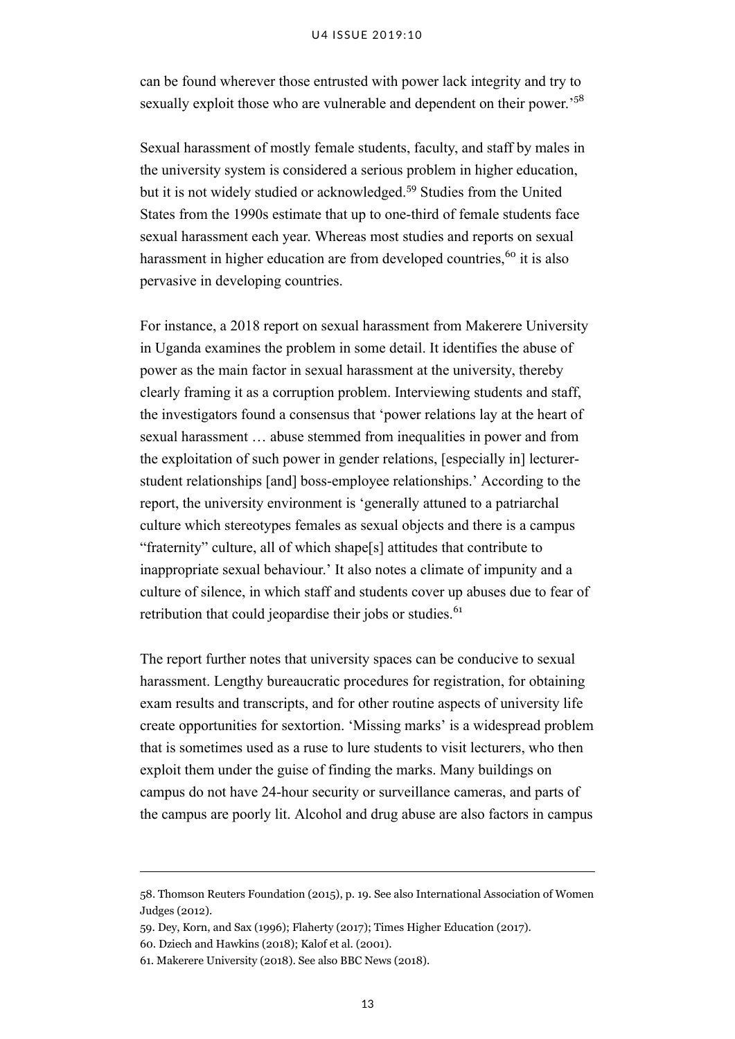can be found wherever those entrusted with power lack integrity and try to sexually exploit those who are vulnerable and dependent on their power.'[58]

Sexual harassment of mostly female students, faculty, and staff by males in the university system is considered a serious problem in higher education, but it is not widely studied or acknowledged.[59] Studies from the United States from the 1990s estimate that up to one-third of female students face sexual harassment each year. Whereas most studies and reports on sexual harassment in higher education are from developed countries,[60] it is also pervasive in developing countries.

For instance, a 2018 report on sexual harassment from Makerere University in Uganda examines the problem in some detail. It identifies the abuse of power as the main factor in sexual harassment at the university, thereby clearly framing it as a corruption problem. Interviewing students and staff, the investigators found a consensus that 'power relations lay at the heart of sexual harassment … abuse stemmed from inequalities in power and from the exploitation of such power in gender relations, [especially in] lecturer-student relationships [and] boss-employee relationships.' According to the report, the university environment is 'generally attuned to a patriarchal culture which stereotypes females as sexual objects and there is a campus "fraternity" culture, all of which shape[s] attitudes that contribute to inappropriate sexual behaviour.' It also notes a climate of impunity and a culture of silence, in which staff and students cover up abuses due to fear of retribution that could jeopardise their jobs or studies.[61]

The report further notes that university spaces can be conducive to sexual harassment. Lengthy bureaucratic procedures for registration, for obtaining exam results and transcripts, and for other routine aspects of university life create opportunities for sextortion. 'Missing marks' is a widespread problem that is sometimes used as a ruse to lure students to visit lecturers, who then exploit them under the guise of finding the marks. Many buildings on campus do not have 24-hour security or surveillance cameras, and parts of the campus are poorly lit. Alcohol and drug abuse are also factors in campus

---

58. Thomson Reuters Foundation (2015), p. 19. See also International Association of Women Judges (2012).

59. Dey, Korn, and Sax (1996); Flaherty (2017); Times Higher Education (2017).

60. Dziech and Hawkins (2018); Kalof et al. (2001).

61. Makerere University (2018). See also BBC News (2018).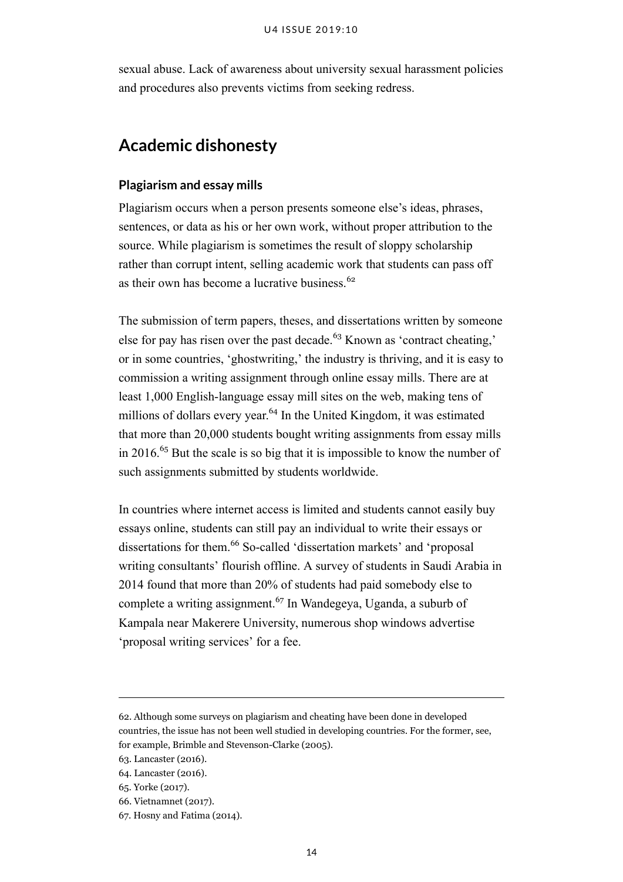sexual abuse. Lack of awareness about university sexual harassment policies and procedures also prevents victims from seeking redress.

## Academic dishonesty

### Plagiarism and essay mills

Plagiarism occurs when a person presents someone else's ideas, phrases, sentences, or data as his or her own work, without proper attribution to the source. While plagiarism is sometimes the result of sloppy scholarship rather than corrupt intent, selling academic work that students can pass off as their own has become a lucrative business.[62]

The submission of term papers, theses, and dissertations written by someone else for pay has risen over the past decade.[63] Known as 'contract cheating,' or in some countries, 'ghostwriting,' the industry is thriving, and it is easy to commission a writing assignment through online essay mills. There are at least 1,000 English-language essay mill sites on the web, making tens of millions of dollars every year.[64] In the United Kingdom, it was estimated that more than 20,000 students bought writing assignments from essay mills in 2016.[65] But the scale is so big that it is impossible to know the number of such assignments submitted by students worldwide.

In countries where internet access is limited and students cannot easily buy essays online, students can still pay an individual to write their essays or dissertations for them.[66] So-called 'dissertation markets' and 'proposal writing consultants' flourish offline. A survey of students in Saudi Arabia in 2014 found that more than 20% of students had paid somebody else to complete a writing assignment.[67] In Wandegeya, Uganda, a suburb of Kampala near Makerere University, numerous shop windows advertise 'proposal writing services' for a fee.

---

62. Although some surveys on plagiarism and cheating have been done in developed countries, the issue has not been well studied in developing countries. For the former, see, for example, Brimble and Stevenson-Clarke (2005).
63. Lancaster (2016).
64. Lancaster (2016).
65. Yorke (2017).
66. Vietnamnet (2017).
67. Hosny and Fatima (2014).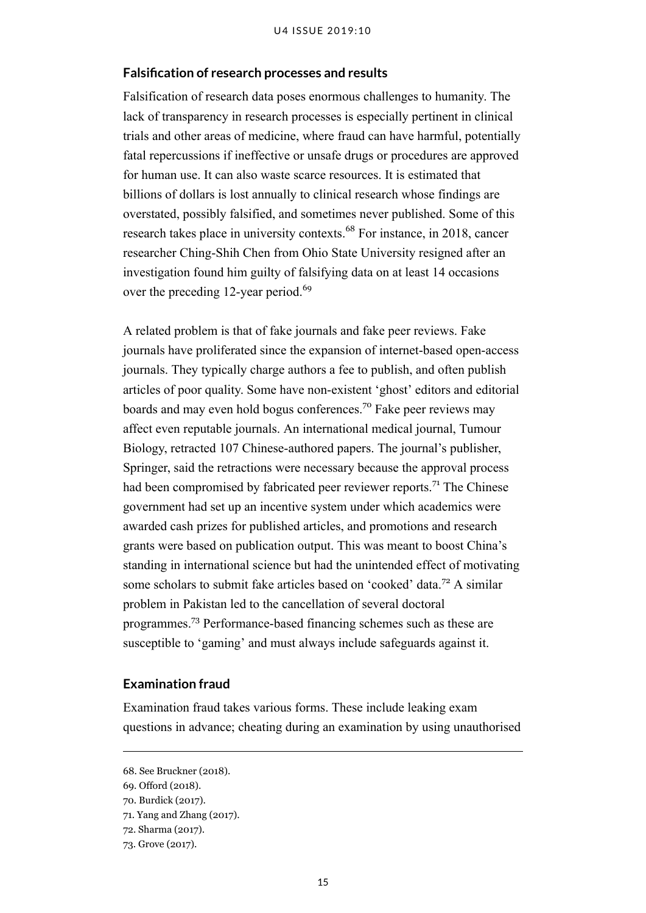### Falsification of research processes and results

Falsification of research data poses enormous challenges to humanity. The lack of transparency in research processes is especially pertinent in clinical trials and other areas of medicine, where fraud can have harmful, potentially fatal repercussions if ineffective or unsafe drugs or procedures are approved for human use. It can also waste scarce resources. It is estimated that billions of dollars is lost annually to clinical research whose findings are overstated, possibly falsified, and sometimes never published. Some of this research takes place in university contexts.[68] For instance, in 2018, cancer researcher Ching-Shih Chen from Ohio State University resigned after an investigation found him guilty of falsifying data on at least 14 occasions over the preceding 12-year period.[69]

A related problem is that of fake journals and fake peer reviews. Fake journals have proliferated since the expansion of internet-based open-access journals. They typically charge authors a fee to publish, and often publish articles of poor quality. Some have non-existent 'ghost' editors and editorial boards and may even hold bogus conferences.[70] Fake peer reviews may affect even reputable journals. An international medical journal, Tumour Biology, retracted 107 Chinese-authored papers. The journal's publisher, Springer, said the retractions were necessary because the approval process had been compromised by fabricated peer reviewer reports.[71] The Chinese government had set up an incentive system under which academics were awarded cash prizes for published articles, and promotions and research grants were based on publication output. This was meant to boost China's standing in international science but had the unintended effect of motivating some scholars to submit fake articles based on 'cooked' data.[72] A similar problem in Pakistan led to the cancellation of several doctoral programmes.[73] Performance-based financing schemes such as these are susceptible to 'gaming' and must always include safeguards against it.

### Examination fraud

Examination fraud takes various forms. These include leaking exam questions in advance; cheating during an examination by using unauthorised

---

68. See Bruckner (2018).
69. Offord (2018).
70. Burdick (2017).
71. Yang and Zhang (2017).
72. Sharma (2017).
73. Grove (2017).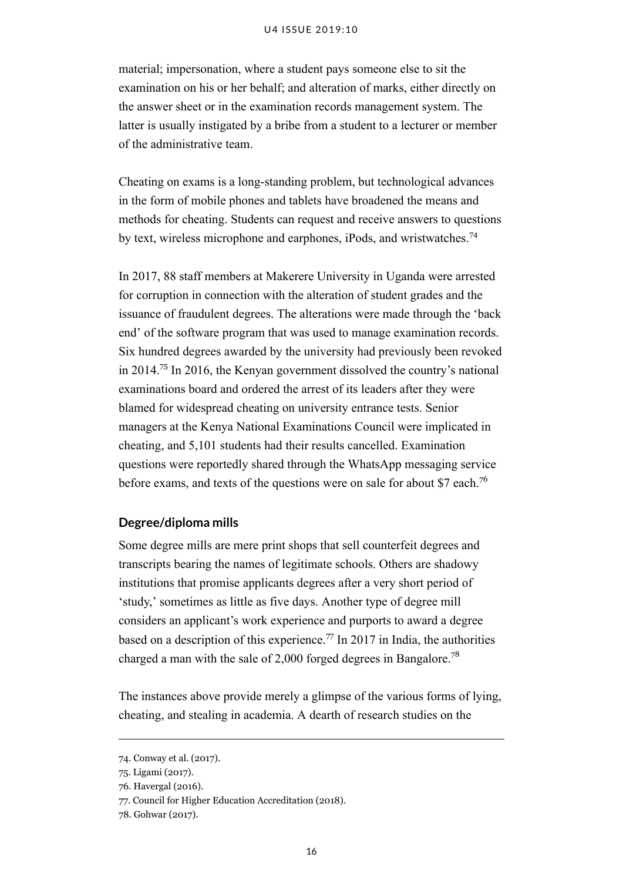material; impersonation, where a student pays someone else to sit the examination on his or her behalf; and alteration of marks, either directly on the answer sheet or in the examination records management system. The latter is usually instigated by a bribe from a student to a lecturer or member of the administrative team.

Cheating on exams is a long-standing problem, but technological advances in the form of mobile phones and tablets have broadened the means and methods for cheating. Students can request and receive answers to questions by text, wireless microphone and earphones, iPods, and wristwatches.[74]

In 2017, 88 staff members at Makerere University in Uganda were arrested for corruption in connection with the alteration of student grades and the issuance of fraudulent degrees. The alterations were made through the 'back end' of the software program that was used to manage examination records. Six hundred degrees awarded by the university had previously been revoked in 2014.[75] In 2016, the Kenyan government dissolved the country's national examinations board and ordered the arrest of its leaders after they were blamed for widespread cheating on university entrance tests. Senior managers at the Kenya National Examinations Council were implicated in cheating, and 5,101 students had their results cancelled. Examination questions were reportedly shared through the WhatsApp messaging service before exams, and texts of the questions were on sale for about $7 each.[76]

### Degree/diploma mills

Some degree mills are mere print shops that sell counterfeit degrees and transcripts bearing the names of legitimate schools. Others are shadowy institutions that promise applicants degrees after a very short period of 'study,' sometimes as little as five days. Another type of degree mill considers an applicant's work experience and purports to award a degree based on a description of this experience.[77] In 2017 in India, the authorities charged a man with the sale of 2,000 forged degrees in Bangalore.[78]

The instances above provide merely a glimpse of the various forms of lying, cheating, and stealing in academia. A dearth of research studies on the

---

74. Conway et al. (2017).
75. Ligami (2017).
76. Havergal (2016).
77. Council for Higher Education Accreditation (2018).
78. Gohwar (2017).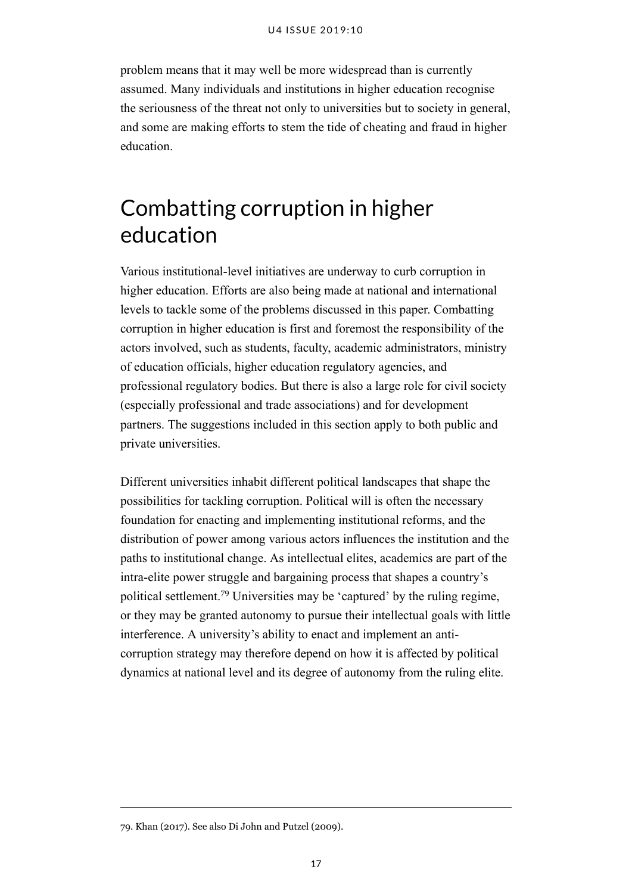problem means that it may well be more widespread than is currently assumed. Many individuals and institutions in higher education recognise the seriousness of the threat not only to universities but to society in general, and some are making efforts to stem the tide of cheating and fraud in higher education.

# Combatting corruption in higher education

Various institutional-level initiatives are underway to curb corruption in higher education. Efforts are also being made at national and international levels to tackle some of the problems discussed in this paper. Combatting corruption in higher education is first and foremost the responsibility of the actors involved, such as students, faculty, academic administrators, ministry of education officials, higher education regulatory agencies, and professional regulatory bodies. But there is also a large role for civil society (especially professional and trade associations) and for development partners. The suggestions included in this section apply to both public and private universities.

Different universities inhabit different political landscapes that shape the possibilities for tackling corruption. Political will is often the necessary foundation for enacting and implementing institutional reforms, and the distribution of power among various actors influences the institution and the paths to institutional change. As intellectual elites, academics are part of the intra-elite power struggle and bargaining process that shapes a country's political settlement.[79] Universities may be 'captured' by the ruling regime, or they may be granted autonomy to pursue their intellectual goals with little interference. A university's ability to enact and implement an anti-corruption strategy may therefore depend on how it is affected by political dynamics at national level and its degree of autonomy from the ruling elite.

79. Khan (2017). See also Di John and Putzel (2009).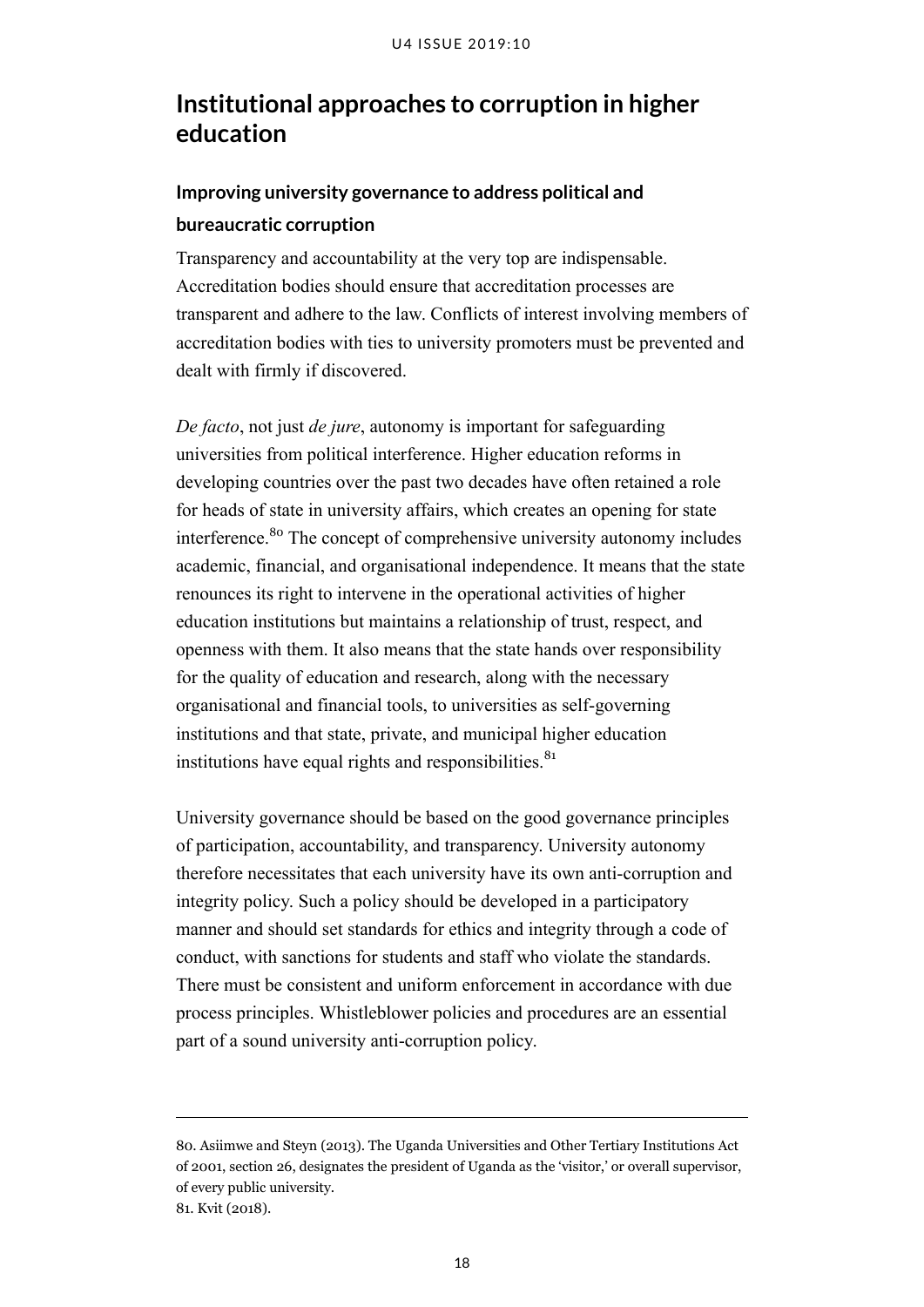# Institutional approaches to corruption in higher education

## Improving university governance to address political and bureaucratic corruption

Transparency and accountability at the very top are indispensable. Accreditation bodies should ensure that accreditation processes are transparent and adhere to the law. Conflicts of interest involving members of accreditation bodies with ties to university promoters must be prevented and dealt with firmly if discovered.

*De facto*, not just *de jure*, autonomy is important for safeguarding universities from political interference. Higher education reforms in developing countries over the past two decades have often retained a role for heads of state in university affairs, which creates an opening for state interference.[80] The concept of comprehensive university autonomy includes academic, financial, and organisational independence. It means that the state renounces its right to intervene in the operational activities of higher education institutions but maintains a relationship of trust, respect, and openness with them. It also means that the state hands over responsibility for the quality of education and research, along with the necessary organisational and financial tools, to universities as self-governing institutions and that state, private, and municipal higher education institutions have equal rights and responsibilities.[81]

University governance should be based on the good governance principles of participation, accountability, and transparency. University autonomy therefore necessitates that each university have its own anti-corruption and integrity policy. Such a policy should be developed in a participatory manner and should set standards for ethics and integrity through a code of conduct, with sanctions for students and staff who violate the standards. There must be consistent and uniform enforcement in accordance with due process principles. Whistleblower policies and procedures are an essential part of a sound university anti-corruption policy.

---

80. Asiimwe and Steyn (2013). The Uganda Universities and Other Tertiary Institutions Act of 2001, section 26, designates the president of Uganda as the 'visitor,' or overall supervisor, of every public university.

81. Kvit (2018).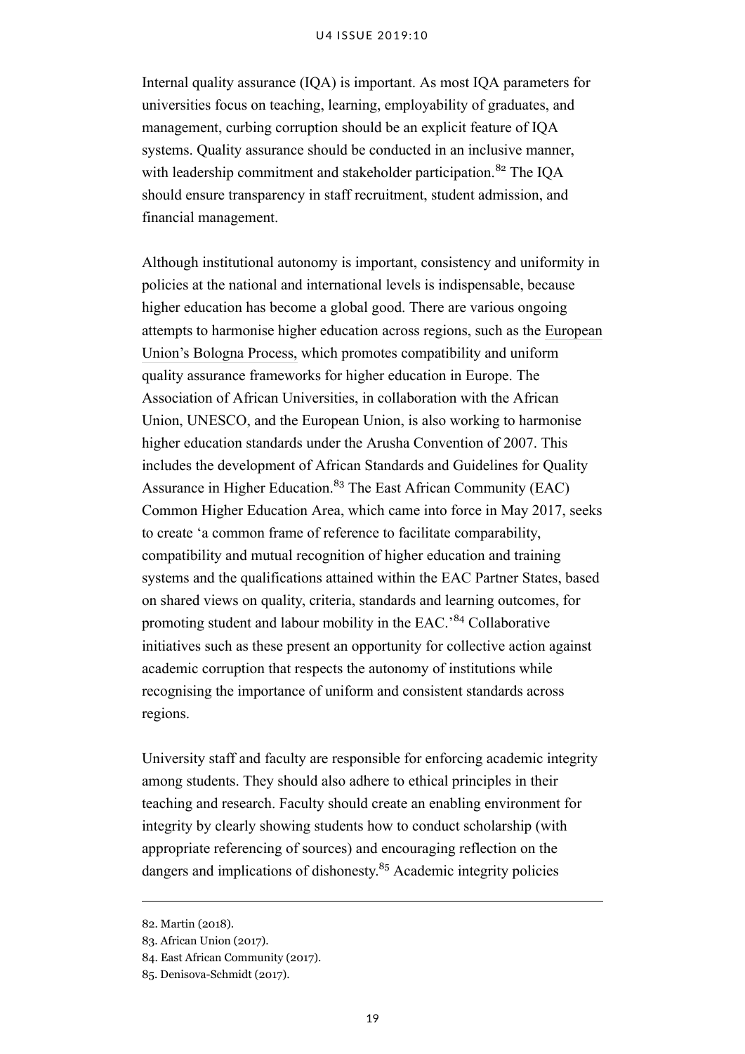Internal quality assurance (IQA) is important. As most IQA parameters for universities focus on teaching, learning, employability of graduates, and management, curbing corruption should be an explicit feature of IQA systems. Quality assurance should be conducted in an inclusive manner, with leadership commitment and stakeholder participation.[82] The IQA should ensure transparency in staff recruitment, student admission, and financial management.

Although institutional autonomy is important, consistency and uniformity in policies at the national and international levels is indispensable, because higher education has become a global good. There are various ongoing attempts to harmonise higher education across regions, such as the European Union's Bologna Process, which promotes compatibility and uniform quality assurance frameworks for higher education in Europe. The Association of African Universities, in collaboration with the African Union, UNESCO, and the European Union, is also working to harmonise higher education standards under the Arusha Convention of 2007. This includes the development of African Standards and Guidelines for Quality Assurance in Higher Education.[83] The East African Community (EAC) Common Higher Education Area, which came into force in May 2017, seeks to create 'a common frame of reference to facilitate comparability, compatibility and mutual recognition of higher education and training systems and the qualifications attained within the EAC Partner States, based on shared views on quality, criteria, standards and learning outcomes, for promoting student and labour mobility in the EAC.'[84] Collaborative initiatives such as these present an opportunity for collective action against academic corruption that respects the autonomy of institutions while recognising the importance of uniform and consistent standards across regions.

University staff and faculty are responsible for enforcing academic integrity among students. They should also adhere to ethical principles in their teaching and research. Faculty should create an enabling environment for integrity by clearly showing students how to conduct scholarship (with appropriate referencing of sources) and encouraging reflection on the dangers and implications of dishonesty.[85] Academic integrity policies

82. Martin (2018).
83. African Union (2017).
84. East African Community (2017).
85. Denisova-Schmidt (2017).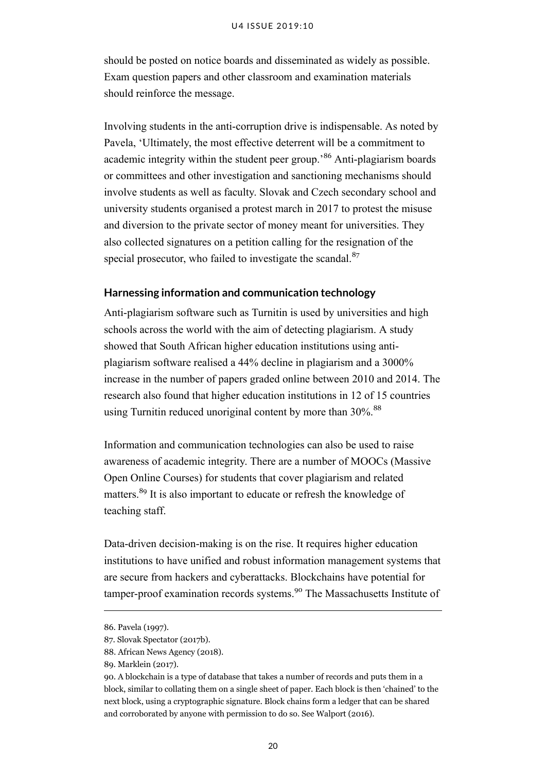should be posted on notice boards and disseminated as widely as possible. Exam question papers and other classroom and examination materials should reinforce the message.

Involving students in the anti-corruption drive is indispensable. As noted by Pavela, 'Ultimately, the most effective deterrent will be a commitment to academic integrity within the student peer group.'[86] Anti-plagiarism boards or committees and other investigation and sanctioning mechanisms should involve students as well as faculty. Slovak and Czech secondary school and university students organised a protest march in 2017 to protest the misuse and diversion to the private sector of money meant for universities. They also collected signatures on a petition calling for the resignation of the special prosecutor, who failed to investigate the scandal.[87]

### Harnessing information and communication technology

Anti-plagiarism software such as Turnitin is used by universities and high schools across the world with the aim of detecting plagiarism. A study showed that South African higher education institutions using anti-plagiarism software realised a 44% decline in plagiarism and a 3000% increase in the number of papers graded online between 2010 and 2014. The research also found that higher education institutions in 12 of 15 countries using Turnitin reduced unoriginal content by more than 30%.[88]

Information and communication technologies can also be used to raise awareness of academic integrity. There are a number of MOOCs (Massive Open Online Courses) for students that cover plagiarism and related matters.[89] It is also important to educate or refresh the knowledge of teaching staff.

Data-driven decision-making is on the rise. It requires higher education institutions to have unified and robust information management systems that are secure from hackers and cyberattacks. Blockchains have potential for tamper-proof examination records systems.[90] The Massachusetts Institute of

---

86. Pavela (1997).

87. Slovak Spectator (2017b).

88. African News Agency (2018).

89. Marklein (2017).

90. A blockchain is a type of database that takes a number of records and puts them in a block, similar to collating them on a single sheet of paper. Each block is then 'chained' to the next block, using a cryptographic signature. Block chains form a ledger that can be shared and corroborated by anyone with permission to do so. See Walport (2016).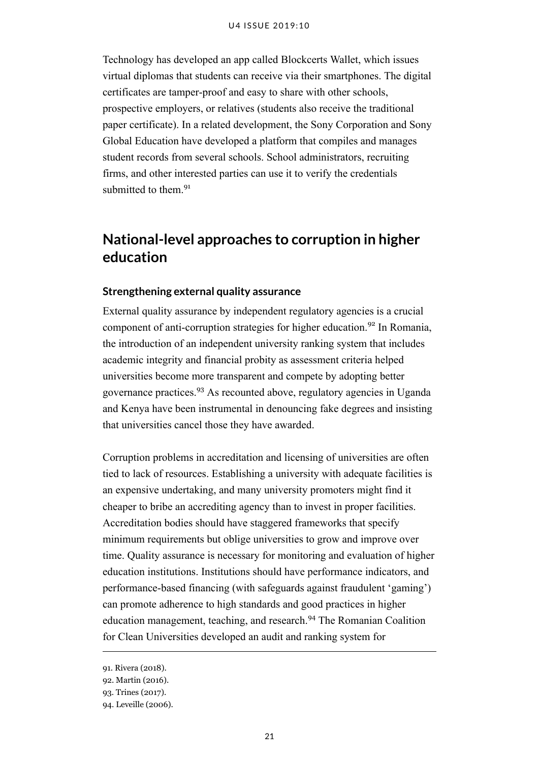Technology has developed an app called Blockcerts Wallet, which issues virtual diplomas that students can receive via their smartphones. The digital certificates are tamper-proof and easy to share with other schools, prospective employers, or relatives (students also receive the traditional paper certificate). In a related development, the Sony Corporation and Sony Global Education have developed a platform that compiles and manages student records from several schools. School administrators, recruiting firms, and other interested parties can use it to verify the credentials submitted to them.[91]

## National-level approaches to corruption in higher education

### Strengthening external quality assurance

External quality assurance by independent regulatory agencies is a crucial component of anti-corruption strategies for higher education.[92] In Romania, the introduction of an independent university ranking system that includes academic integrity and financial probity as assessment criteria helped universities become more transparent and compete by adopting better governance practices.[93] As recounted above, regulatory agencies in Uganda and Kenya have been instrumental in denouncing fake degrees and insisting that universities cancel those they have awarded.

Corruption problems in accreditation and licensing of universities are often tied to lack of resources. Establishing a university with adequate facilities is an expensive undertaking, and many university promoters might find it cheaper to bribe an accrediting agency than to invest in proper facilities. Accreditation bodies should have staggered frameworks that specify minimum requirements but oblige universities to grow and improve over time. Quality assurance is necessary for monitoring and evaluation of higher education institutions. Institutions should have performance indicators, and performance-based financing (with safeguards against fraudulent 'gaming') can promote adherence to high standards and good practices in higher education management, teaching, and research.[94] The Romanian Coalition for Clean Universities developed an audit and ranking system for

---

91. Rivera (2018).
92. Martin (2016).
93. Trines (2017).
94. Leveille (2006).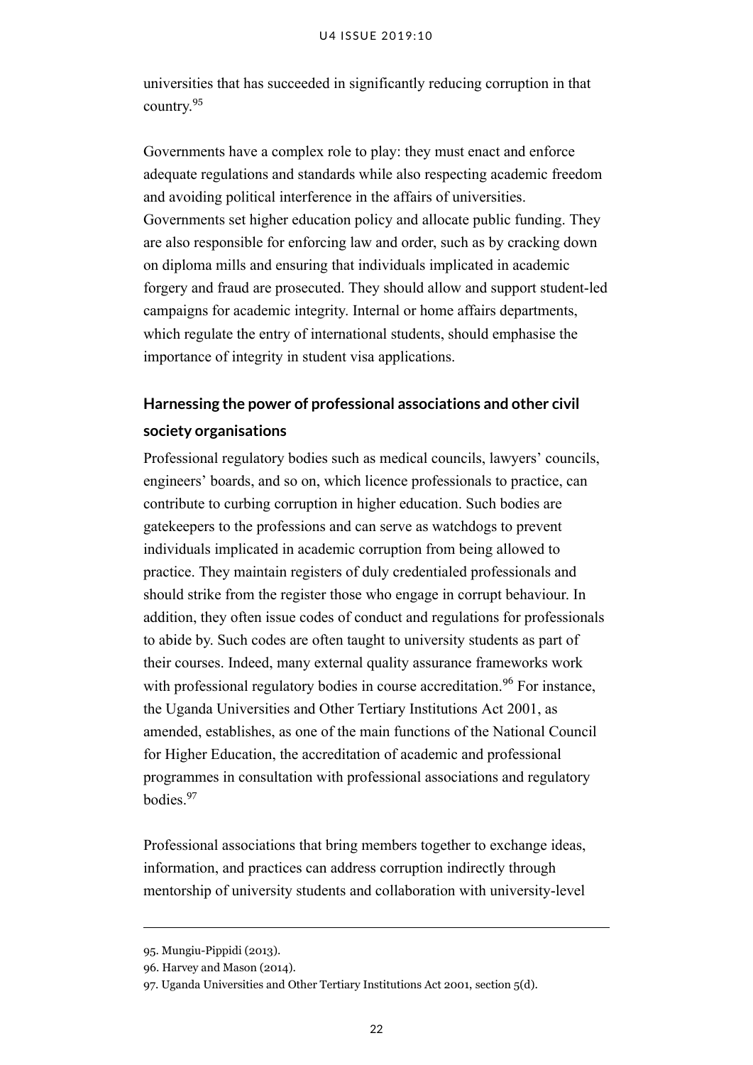universities that has succeeded in significantly reducing corruption in that country.[95]

Governments have a complex role to play: they must enact and enforce adequate regulations and standards while also respecting academic freedom and avoiding political interference in the affairs of universities. Governments set higher education policy and allocate public funding. They are also responsible for enforcing law and order, such as by cracking down on diploma mills and ensuring that individuals implicated in academic forgery and fraud are prosecuted. They should allow and support student-led campaigns for academic integrity. Internal or home affairs departments, which regulate the entry of international students, should emphasise the importance of integrity in student visa applications.

### Harnessing the power of professional associations and other civil society organisations

Professional regulatory bodies such as medical councils, lawyers' councils, engineers' boards, and so on, which licence professionals to practice, can contribute to curbing corruption in higher education. Such bodies are gatekeepers to the professions and can serve as watchdogs to prevent individuals implicated in academic corruption from being allowed to practice. They maintain registers of duly credentialed professionals and should strike from the register those who engage in corrupt behaviour. In addition, they often issue codes of conduct and regulations for professionals to abide by. Such codes are often taught to university students as part of their courses. Indeed, many external quality assurance frameworks work with professional regulatory bodies in course accreditation.[96] For instance, the Uganda Universities and Other Tertiary Institutions Act 2001, as amended, establishes, as one of the main functions of the National Council for Higher Education, the accreditation of academic and professional programmes in consultation with professional associations and regulatory bodies.[97]

Professional associations that bring members together to exchange ideas, information, and practices can address corruption indirectly through mentorship of university students and collaboration with university-level

---

95. Mungiu-Pippidi (2013).

96. Harvey and Mason (2014).

97. Uganda Universities and Other Tertiary Institutions Act 2001, section 5(d).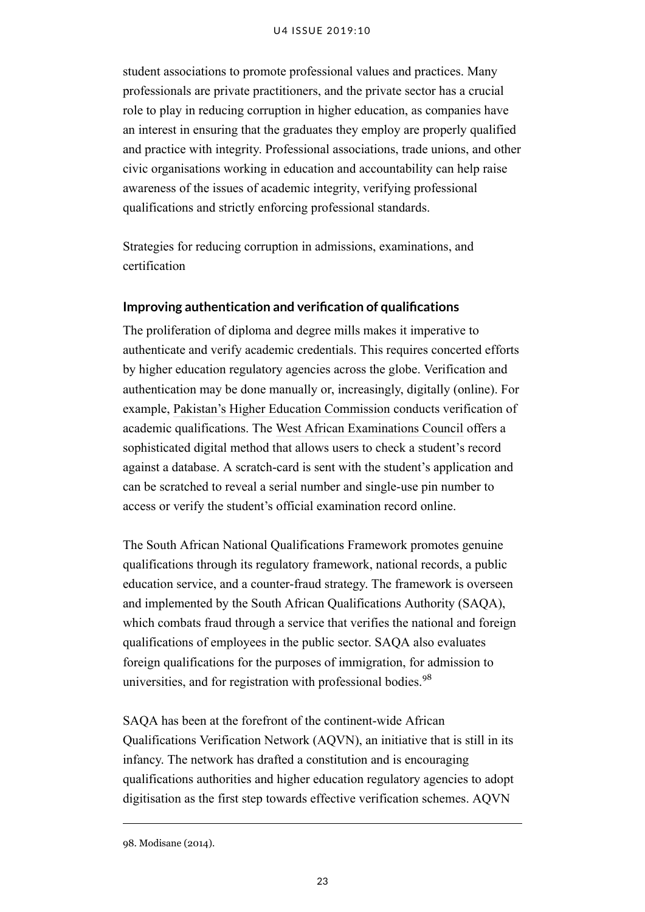student associations to promote professional values and practices. Many professionals are private practitioners, and the private sector has a crucial role to play in reducing corruption in higher education, as companies have an interest in ensuring that the graduates they employ are properly qualified and practice with integrity. Professional associations, trade unions, and other civic organisations working in education and accountability can help raise awareness of the issues of academic integrity, verifying professional qualifications and strictly enforcing professional standards.

Strategies for reducing corruption in admissions, examinations, and certification

### Improving authentication and verification of qualifications

The proliferation of diploma and degree mills makes it imperative to authenticate and verify academic credentials. This requires concerted efforts by higher education regulatory agencies across the globe. Verification and authentication may be done manually or, increasingly, digitally (online). For example, Pakistan's Higher Education Commission conducts verification of academic qualifications. The West African Examinations Council offers a sophisticated digital method that allows users to check a student's record against a database. A scratch-card is sent with the student's application and can be scratched to reveal a serial number and single-use pin number to access or verify the student's official examination record online.

The South African National Qualifications Framework promotes genuine qualifications through its regulatory framework, national records, a public education service, and a counter-fraud strategy. The framework is overseen and implemented by the South African Qualifications Authority (SAQA), which combats fraud through a service that verifies the national and foreign qualifications of employees in the public sector. SAQA also evaluates foreign qualifications for the purposes of immigration, for admission to universities, and for registration with professional bodies.[98]

SAQA has been at the forefront of the continent-wide African Qualifications Verification Network (AQVN), an initiative that is still in its infancy. The network has drafted a constitution and is encouraging qualifications authorities and higher education regulatory agencies to adopt digitisation as the first step towards effective verification schemes. AQVN

98. Modisane (2014).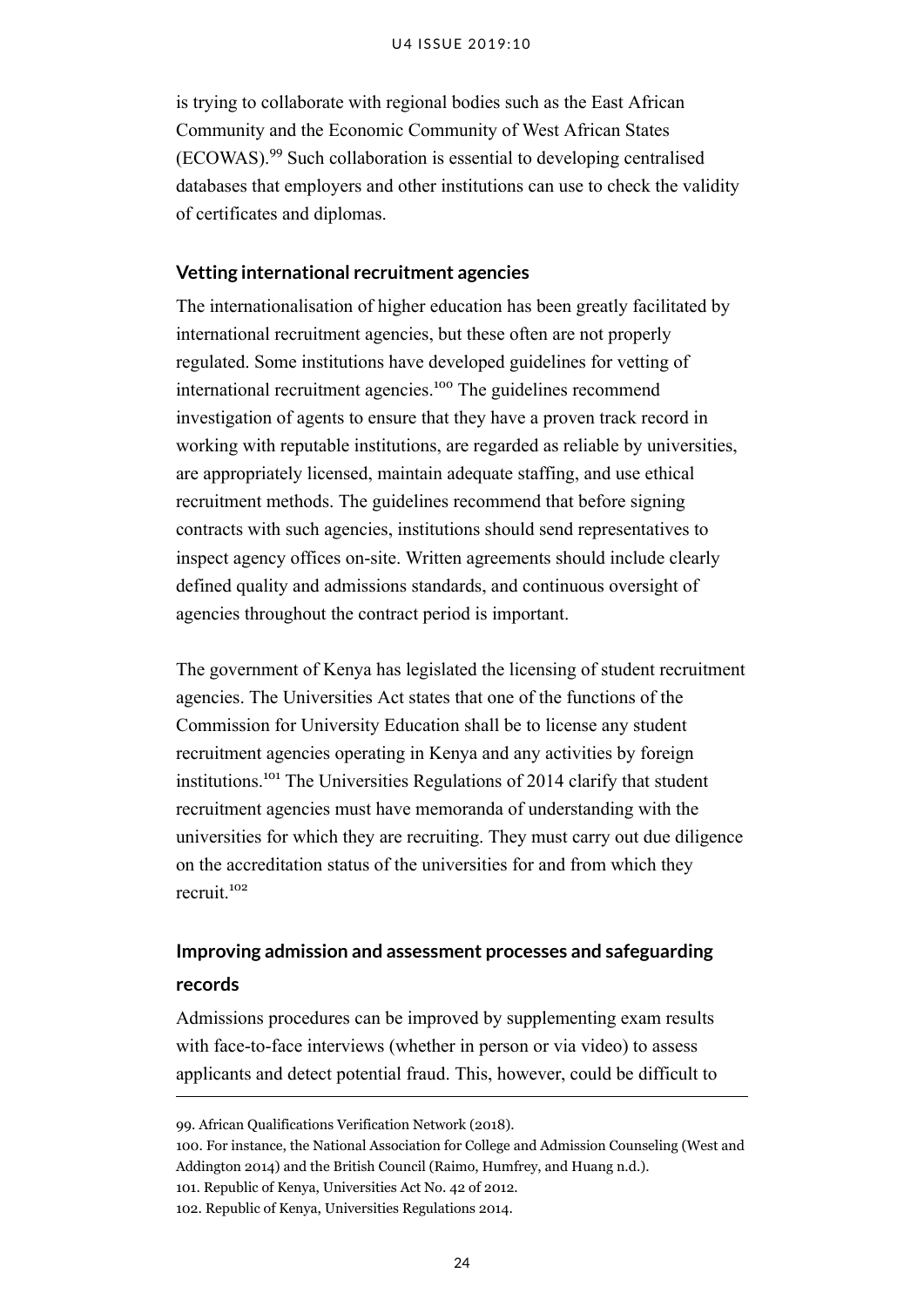is trying to collaborate with regional bodies such as the East African Community and the Economic Community of West African States (ECOWAS).[99] Such collaboration is essential to developing centralised databases that employers and other institutions can use to check the validity of certificates and diplomas.

### Vetting international recruitment agencies

The internationalisation of higher education has been greatly facilitated by international recruitment agencies, but these often are not properly regulated. Some institutions have developed guidelines for vetting of international recruitment agencies.[100] The guidelines recommend investigation of agents to ensure that they have a proven track record in working with reputable institutions, are regarded as reliable by universities, are appropriately licensed, maintain adequate staffing, and use ethical recruitment methods. The guidelines recommend that before signing contracts with such agencies, institutions should send representatives to inspect agency offices on-site. Written agreements should include clearly defined quality and admissions standards, and continuous oversight of agencies throughout the contract period is important.

The government of Kenya has legislated the licensing of student recruitment agencies. The Universities Act states that one of the functions of the Commission for University Education shall be to license any student recruitment agencies operating in Kenya and any activities by foreign institutions.[101] The Universities Regulations of 2014 clarify that student recruitment agencies must have memoranda of understanding with the universities for which they are recruiting. They must carry out due diligence on the accreditation status of the universities for and from which they recruit.[102]

### Improving admission and assessment processes and safeguarding records

Admissions procedures can be improved by supplementing exam results with face-to-face interviews (whether in person or via video) to assess applicants and detect potential fraud. This, however, could be difficult to

---

99. African Qualifications Verification Network (2018).

100. For instance, the National Association for College and Admission Counseling (West and Addington 2014) and the British Council (Raimo, Humfrey, and Huang n.d.).

101. Republic of Kenya, Universities Act No. 42 of 2012.

102. Republic of Kenya, Universities Regulations 2014.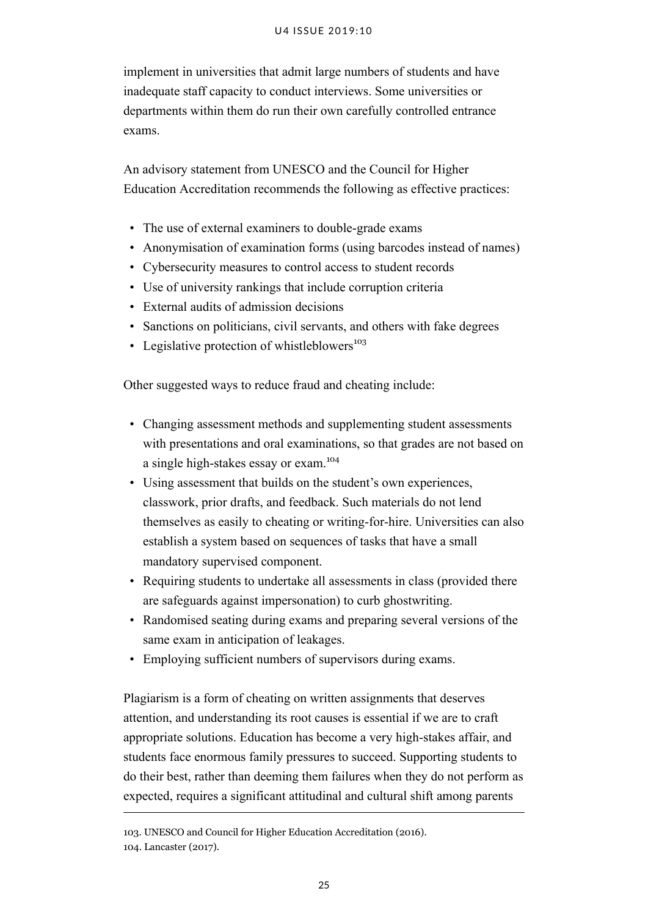implement in universities that admit large numbers of students and have inadequate staff capacity to conduct interviews. Some universities or departments within them do run their own carefully controlled entrance exams.

An advisory statement from UNESCO and the Council for Higher Education Accreditation recommends the following as effective practices:

- The use of external examiners to double-grade exams
- Anonymisation of examination forms (using barcodes instead of names)
- Cybersecurity measures to control access to student records
- Use of university rankings that include corruption criteria
- External audits of admission decisions
- Sanctions on politicians, civil servants, and others with fake degrees
- Legislative protection of whistleblowers[103]

Other suggested ways to reduce fraud and cheating include:

- Changing assessment methods and supplementing student assessments with presentations and oral examinations, so that grades are not based on a single high-stakes essay or exam.[104]
- Using assessment that builds on the student's own experiences, classwork, prior drafts, and feedback. Such materials do not lend themselves as easily to cheating or writing-for-hire. Universities can also establish a system based on sequences of tasks that have a small mandatory supervised component.
- Requiring students to undertake all assessments in class (provided there are safeguards against impersonation) to curb ghostwriting.
- Randomised seating during exams and preparing several versions of the same exam in anticipation of leakages.
- Employing sufficient numbers of supervisors during exams.

Plagiarism is a form of cheating on written assignments that deserves attention, and understanding its root causes is essential if we are to craft appropriate solutions. Education has become a very high-stakes affair, and students face enormous family pressures to succeed. Supporting students to do their best, rather than deeming them failures when they do not perform as expected, requires a significant attitudinal and cultural shift among parents

---

103. UNESCO and Council for Higher Education Accreditation (2016).

104. Lancaster (2017).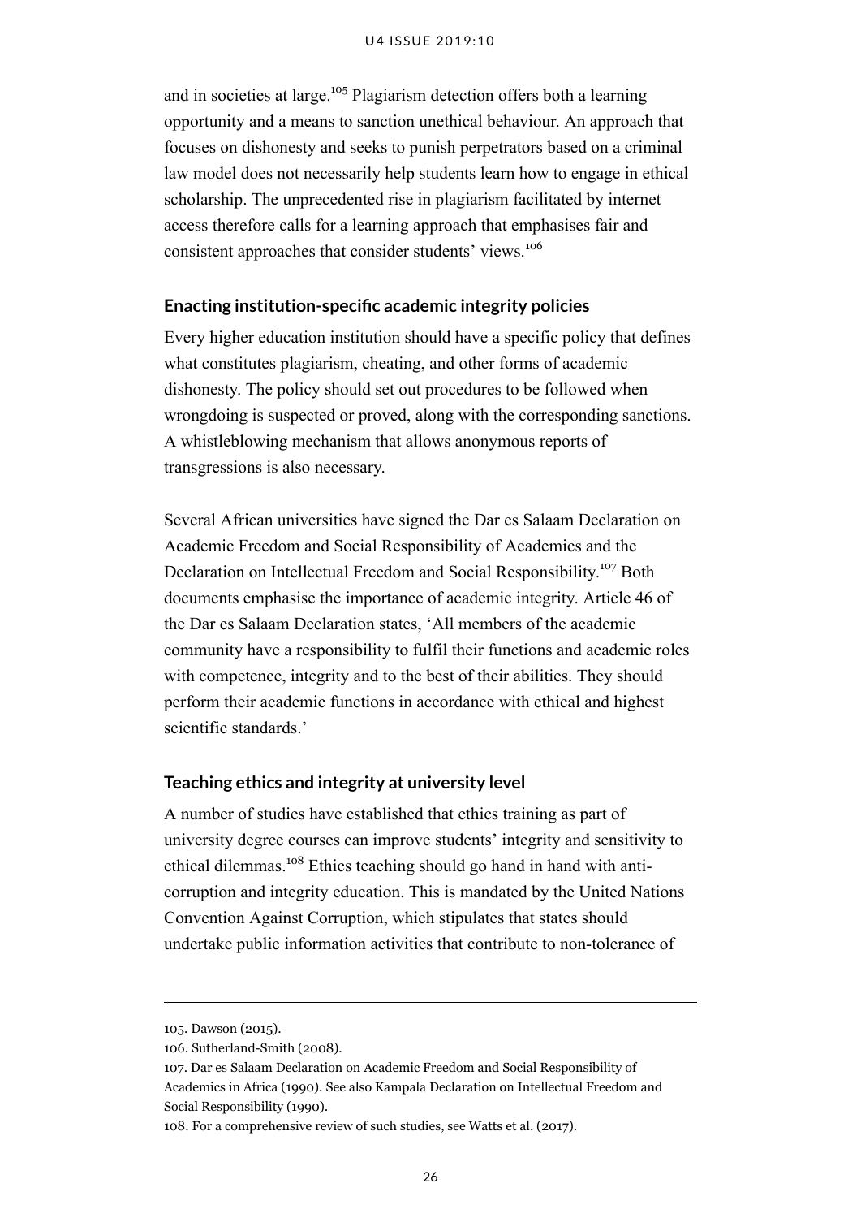and in societies at large.[105] Plagiarism detection offers both a learning opportunity and a means to sanction unethical behaviour. An approach that focuses on dishonesty and seeks to punish perpetrators based on a criminal law model does not necessarily help students learn how to engage in ethical scholarship. The unprecedented rise in plagiarism facilitated by internet access therefore calls for a learning approach that emphasises fair and consistent approaches that consider students' views.[106]

### Enacting institution-specific academic integrity policies

Every higher education institution should have a specific policy that defines what constitutes plagiarism, cheating, and other forms of academic dishonesty. The policy should set out procedures to be followed when wrongdoing is suspected or proved, along with the corresponding sanctions. A whistleblowing mechanism that allows anonymous reports of transgressions is also necessary.

Several African universities have signed the Dar es Salaam Declaration on Academic Freedom and Social Responsibility of Academics and the Declaration on Intellectual Freedom and Social Responsibility.[107] Both documents emphasise the importance of academic integrity. Article 46 of the Dar es Salaam Declaration states, 'All members of the academic community have a responsibility to fulfil their functions and academic roles with competence, integrity and to the best of their abilities. They should perform their academic functions in accordance with ethical and highest scientific standards.'

### Teaching ethics and integrity at university level

A number of studies have established that ethics training as part of university degree courses can improve students' integrity and sensitivity to ethical dilemmas.[108] Ethics teaching should go hand in hand with anti-corruption and integrity education. This is mandated by the United Nations Convention Against Corruption, which stipulates that states should undertake public information activities that contribute to non-tolerance of

---

105. Dawson (2015).

106. Sutherland-Smith (2008).

107. Dar es Salaam Declaration on Academic Freedom and Social Responsibility of Academics in Africa (1990). See also Kampala Declaration on Intellectual Freedom and Social Responsibility (1990).

108. For a comprehensive review of such studies, see Watts et al. (2017).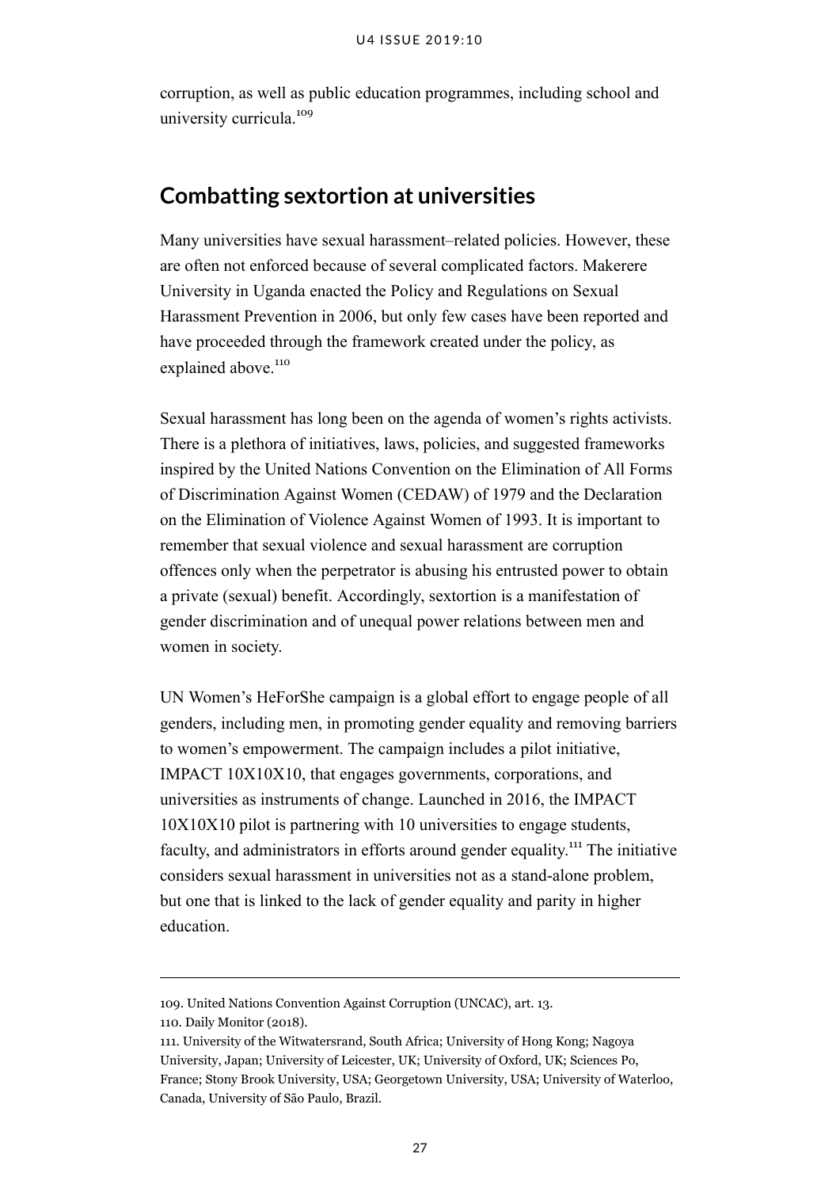corruption, as well as public education programmes, including school and university curricula.[109]

## Combatting sextortion at universities

Many universities have sexual harassment–related policies. However, these are often not enforced because of several complicated factors. Makerere University in Uganda enacted the Policy and Regulations on Sexual Harassment Prevention in 2006, but only few cases have been reported and have proceeded through the framework created under the policy, as explained above.[110]

Sexual harassment has long been on the agenda of women's rights activists. There is a plethora of initiatives, laws, policies, and suggested frameworks inspired by the United Nations Convention on the Elimination of All Forms of Discrimination Against Women (CEDAW) of 1979 and the Declaration on the Elimination of Violence Against Women of 1993. It is important to remember that sexual violence and sexual harassment are corruption offences only when the perpetrator is abusing his entrusted power to obtain a private (sexual) benefit. Accordingly, sextortion is a manifestation of gender discrimination and of unequal power relations between men and women in society.

UN Women's HeForShe campaign is a global effort to engage people of all genders, including men, in promoting gender equality and removing barriers to women's empowerment. The campaign includes a pilot initiative, IMPACT 10X10X10, that engages governments, corporations, and universities as instruments of change. Launched in 2016, the IMPACT 10X10X10 pilot is partnering with 10 universities to engage students, faculty, and administrators in efforts around gender equality.[111] The initiative considers sexual harassment in universities not as a stand-alone problem, but one that is linked to the lack of gender equality and parity in higher education.

---

109. United Nations Convention Against Corruption (UNCAC), art. 13.

110. Daily Monitor (2018).

111. University of the Witwatersrand, South Africa; University of Hong Kong; Nagoya University, Japan; University of Leicester, UK; University of Oxford, UK; Sciences Po, France; Stony Brook University, USA; Georgetown University, USA; University of Waterloo, Canada, University of São Paulo, Brazil.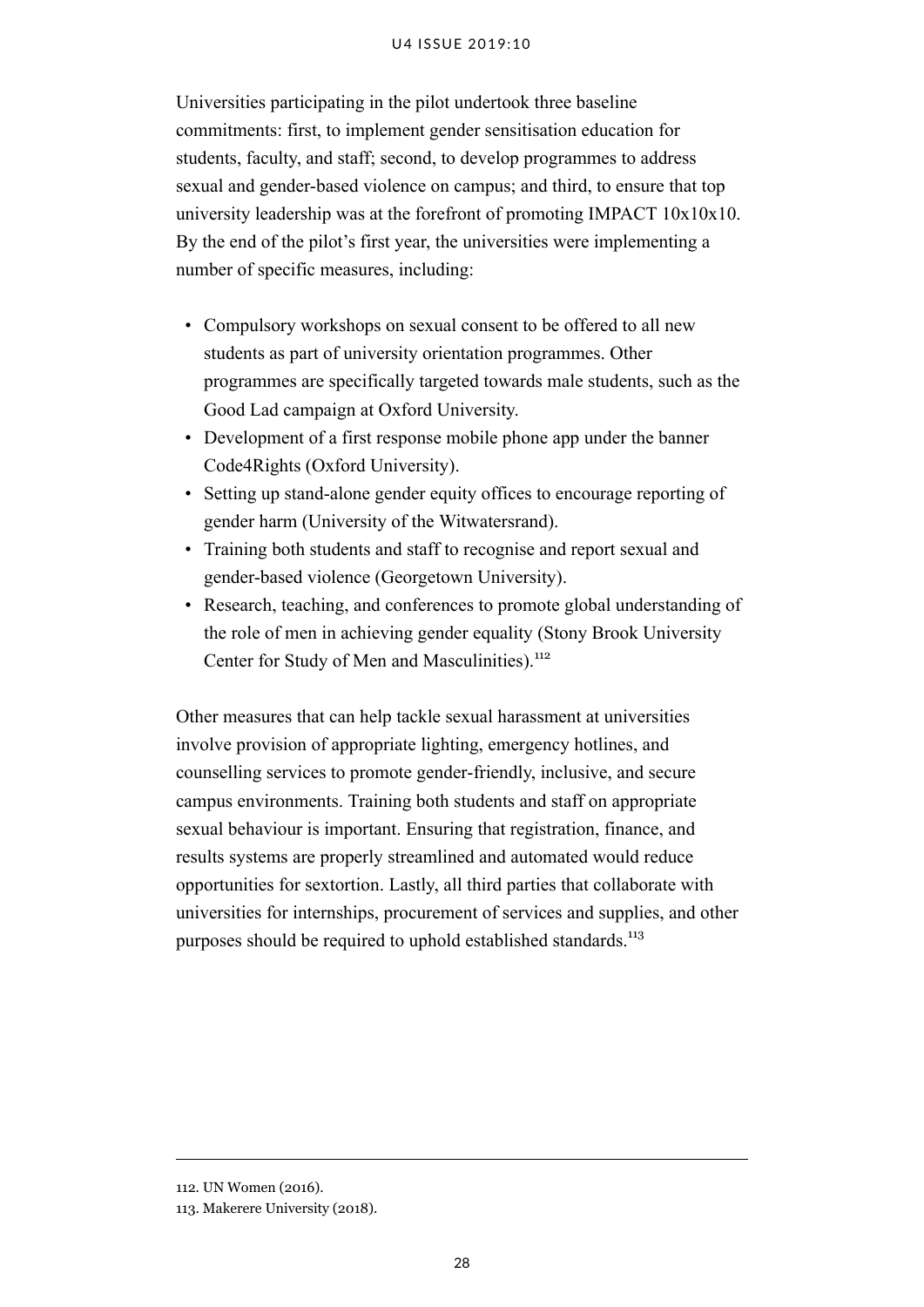Universities participating in the pilot undertook three baseline commitments: first, to implement gender sensitisation education for students, faculty, and staff; second, to develop programmes to address sexual and gender-based violence on campus; and third, to ensure that top university leadership was at the forefront of promoting IMPACT 10x10x10. By the end of the pilot's first year, the universities were implementing a number of specific measures, including:

- Compulsory workshops on sexual consent to be offered to all new students as part of university orientation programmes. Other programmes are specifically targeted towards male students, such as the Good Lad campaign at Oxford University.
- Development of a first response mobile phone app under the banner Code4Rights (Oxford University).
- Setting up stand-alone gender equity offices to encourage reporting of gender harm (University of the Witwatersrand).
- Training both students and staff to recognise and report sexual and gender-based violence (Georgetown University).
- Research, teaching, and conferences to promote global understanding of the role of men in achieving gender equality (Stony Brook University Center for Study of Men and Masculinities).[112]

Other measures that can help tackle sexual harassment at universities involve provision of appropriate lighting, emergency hotlines, and counselling services to promote gender-friendly, inclusive, and secure campus environments. Training both students and staff on appropriate sexual behaviour is important. Ensuring that registration, finance, and results systems are properly streamlined and automated would reduce opportunities for sextortion. Lastly, all third parties that collaborate with universities for internships, procurement of services and supplies, and other purposes should be required to uphold established standards.[113]

---

112. UN Women (2016).

113. Makerere University (2018).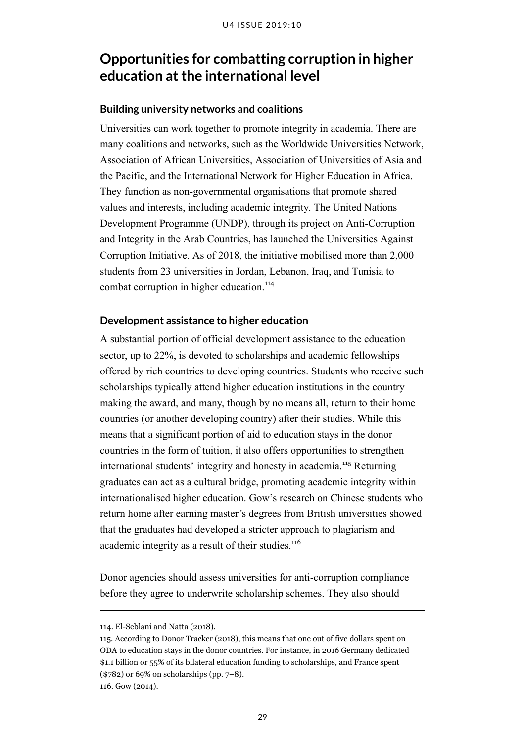## Opportunities for combatting corruption in higher education at the international level

### Building university networks and coalitions

Universities can work together to promote integrity in academia. There are many coalitions and networks, such as the Worldwide Universities Network, Association of African Universities, Association of Universities of Asia and the Pacific, and the International Network for Higher Education in Africa. They function as non-governmental organisations that promote shared values and interests, including academic integrity. The United Nations Development Programme (UNDP), through its project on Anti-Corruption and Integrity in the Arab Countries, has launched the Universities Against Corruption Initiative. As of 2018, the initiative mobilised more than 2,000 students from 23 universities in Jordan, Lebanon, Iraq, and Tunisia to combat corruption in higher education.[114]

### Development assistance to higher education

A substantial portion of official development assistance to the education sector, up to 22%, is devoted to scholarships and academic fellowships offered by rich countries to developing countries. Students who receive such scholarships typically attend higher education institutions in the country making the award, and many, though by no means all, return to their home countries (or another developing country) after their studies. While this means that a significant portion of aid to education stays in the donor countries in the form of tuition, it also offers opportunities to strengthen international students' integrity and honesty in academia.[115] Returning graduates can act as a cultural bridge, promoting academic integrity within internationalised higher education. Gow's research on Chinese students who return home after earning master's degrees from British universities showed that the graduates had developed a stricter approach to plagiarism and academic integrity as a result of their studies.[116]

Donor agencies should assess universities for anti-corruption compliance before they agree to underwrite scholarship schemes. They also should

---

114. El-Seblani and Natta (2018).

115. According to Donor Tracker (2018), this means that one out of five dollars spent on ODA to education stays in the donor countries. For instance, in 2016 Germany dedicated $1.1 billion or 55% of its bilateral education funding to scholarships, and France spent ($782) or 69% on scholarships (pp. 7–8).

116. Gow (2014).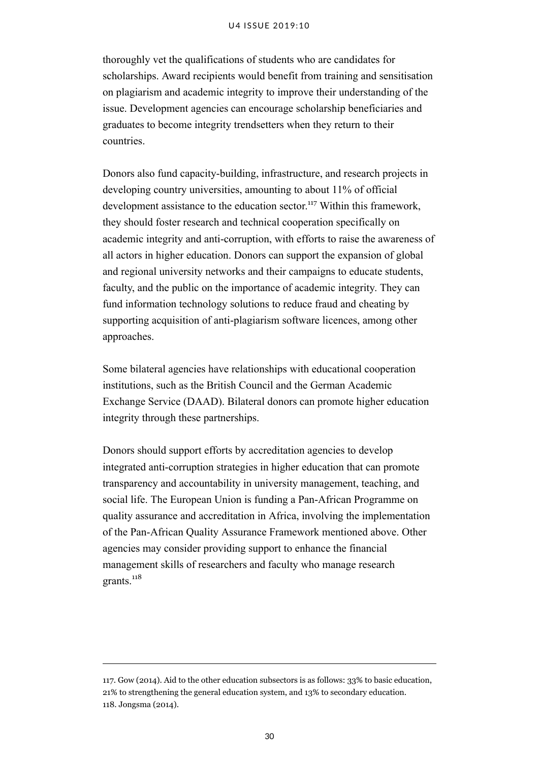thoroughly vet the qualifications of students who are candidates for scholarships. Award recipients would benefit from training and sensitisation on plagiarism and academic integrity to improve their understanding of the issue. Development agencies can encourage scholarship beneficiaries and graduates to become integrity trendsetters when they return to their countries.

Donors also fund capacity-building, infrastructure, and research projects in developing country universities, amounting to about 11% of official development assistance to the education sector.[117] Within this framework, they should foster research and technical cooperation specifically on academic integrity and anti-corruption, with efforts to raise the awareness of all actors in higher education. Donors can support the expansion of global and regional university networks and their campaigns to educate students, faculty, and the public on the importance of academic integrity. They can fund information technology solutions to reduce fraud and cheating by supporting acquisition of anti-plagiarism software licences, among other approaches.

Some bilateral agencies have relationships with educational cooperation institutions, such as the British Council and the German Academic Exchange Service (DAAD). Bilateral donors can promote higher education integrity through these partnerships.

Donors should support efforts by accreditation agencies to develop integrated anti-corruption strategies in higher education that can promote transparency and accountability in university management, teaching, and social life. The European Union is funding a Pan-African Programme on quality assurance and accreditation in Africa, involving the implementation of the Pan-African Quality Assurance Framework mentioned above. Other agencies may consider providing support to enhance the financial management skills of researchers and faculty who manage research grants.[118]

---

117. Gow (2014). Aid to the other education subsectors is as follows: 33% to basic education, 21% to strengthening the general education system, and 13% to secondary education.
118. Jongsma (2014).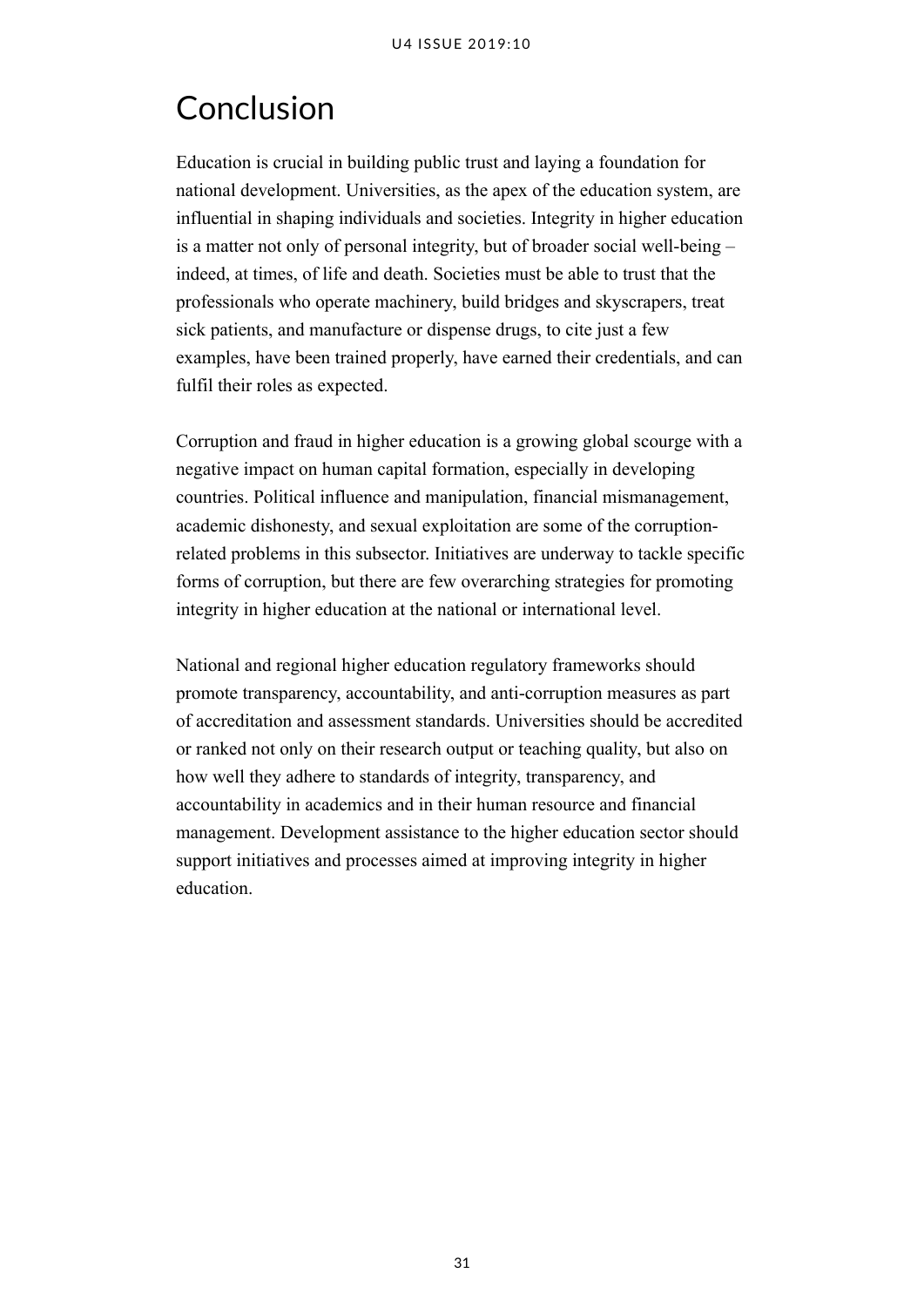# Conclusion

Education is crucial in building public trust and laying a foundation for national development. Universities, as the apex of the education system, are influential in shaping individuals and societies. Integrity in higher education is a matter not only of personal integrity, but of broader social well-being – indeed, at times, of life and death. Societies must be able to trust that the professionals who operate machinery, build bridges and skyscrapers, treat sick patients, and manufacture or dispense drugs, to cite just a few examples, have been trained properly, have earned their credentials, and can fulfil their roles as expected.

Corruption and fraud in higher education is a growing global scourge with a negative impact on human capital formation, especially in developing countries. Political influence and manipulation, financial mismanagement, academic dishonesty, and sexual exploitation are some of the corruption-related problems in this subsector. Initiatives are underway to tackle specific forms of corruption, but there are few overarching strategies for promoting integrity in higher education at the national or international level.

National and regional higher education regulatory frameworks should promote transparency, accountability, and anti-corruption measures as part of accreditation and assessment standards. Universities should be accredited or ranked not only on their research output or teaching quality, but also on how well they adhere to standards of integrity, transparency, and accountability in academics and in their human resource and financial management. Development assistance to the higher education sector should support initiatives and processes aimed at improving integrity in higher education.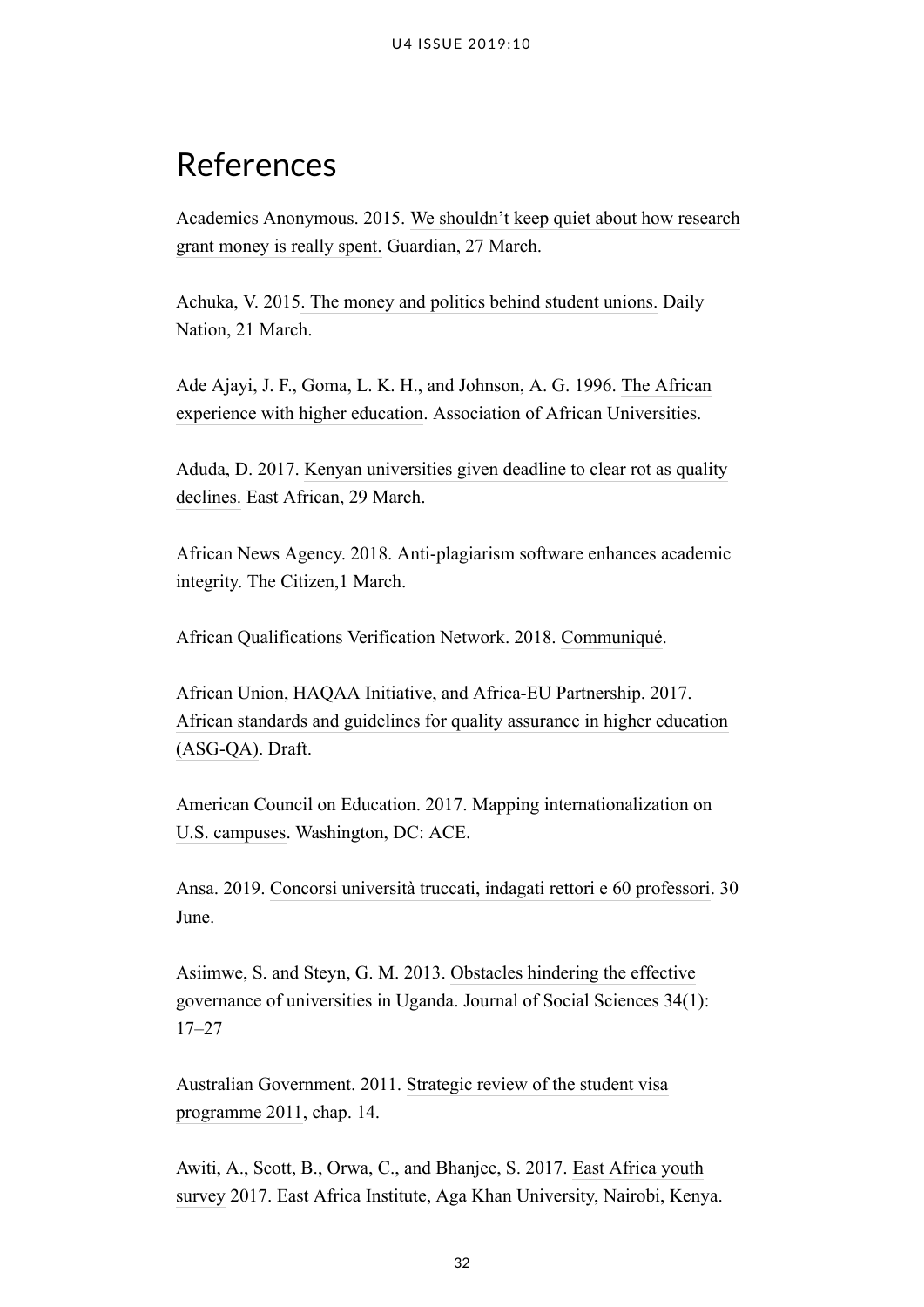# References

Academics Anonymous. 2015. We shouldn't keep quiet about how research grant money is really spent. Guardian, 27 March.

Achuka, V. 2015. The money and politics behind student unions. Daily Nation, 21 March.

Ade Ajayi, J. F., Goma, L. K. H., and Johnson, A. G. 1996. The African experience with higher education. Association of African Universities.

Aduda, D. 2017. Kenyan universities given deadline to clear rot as quality declines. East African, 29 March.

African News Agency. 2018. Anti-plagiarism software enhances academic integrity. The Citizen,1 March.

African Qualifications Verification Network. 2018. Communiqué.

African Union, HAQAA Initiative, and Africa-EU Partnership. 2017. African standards and guidelines for quality assurance in higher education (ASG-QA). Draft.

American Council on Education. 2017. Mapping internationalization on U.S. campuses. Washington, DC: ACE.

Ansa. 2019. Concorsi università truccati, indagati rettori e 60 professori. 30 June.

Asiimwe, S. and Steyn, G. M. 2013. Obstacles hindering the effective governance of universities in Uganda. Journal of Social Sciences 34(1): 17–27

Australian Government. 2011. Strategic review of the student visa programme 2011, chap. 14.

Awiti, A., Scott, B., Orwa, C., and Bhanjee, S. 2017. East Africa youth survey 2017. East Africa Institute, Aga Khan University, Nairobi, Kenya.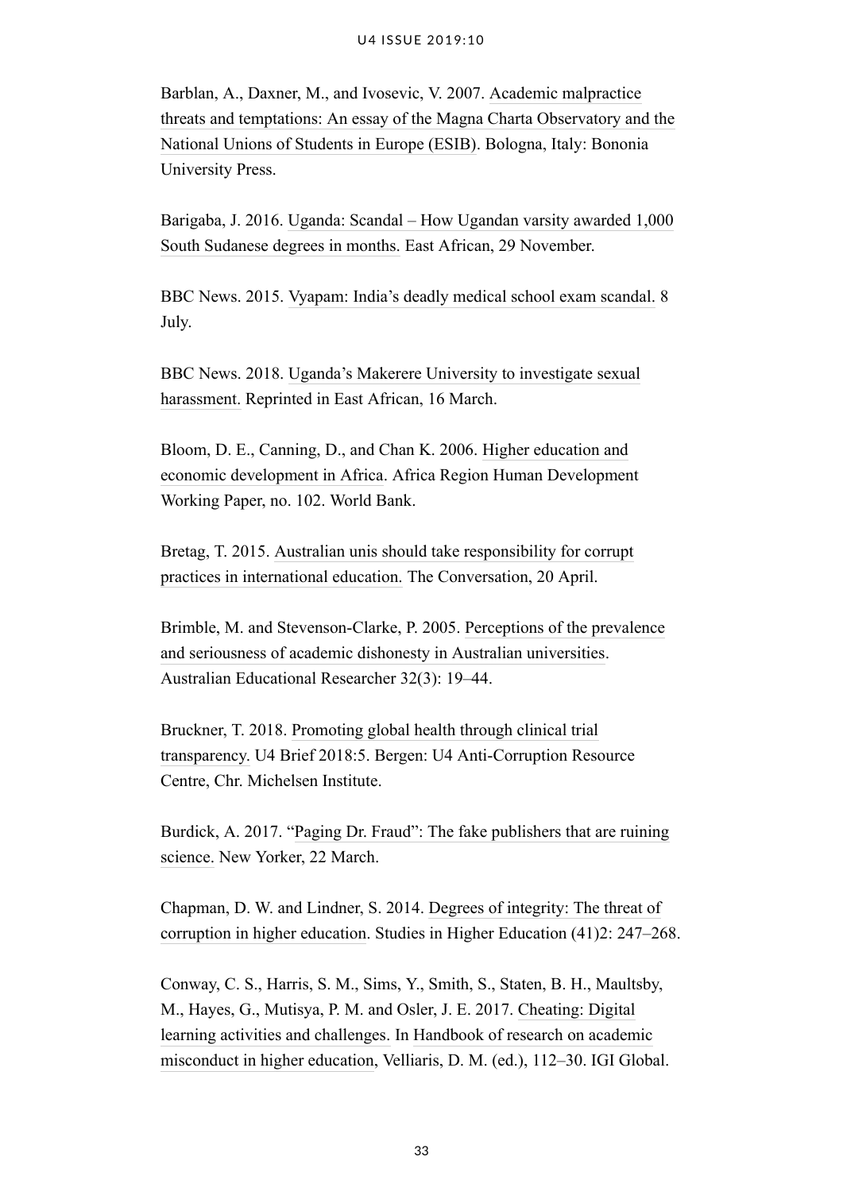Barblan, A., Daxner, M., and Ivosevic, V. 2007. Academic malpractice threats and temptations: An essay of the Magna Charta Observatory and the National Unions of Students in Europe (ESIB). Bologna, Italy: Bononia University Press.

Barigaba, J. 2016. Uganda: Scandal – How Ugandan varsity awarded 1,000 South Sudanese degrees in months. East African, 29 November.

BBC News. 2015. Vyapam: India's deadly medical school exam scandal. 8 July.

BBC News. 2018. Uganda's Makerere University to investigate sexual harassment. Reprinted in East African, 16 March.

Bloom, D. E., Canning, D., and Chan K. 2006. Higher education and economic development in Africa. Africa Region Human Development Working Paper, no. 102. World Bank.

Bretag, T. 2015. Australian unis should take responsibility for corrupt practices in international education. The Conversation, 20 April.

Brimble, M. and Stevenson-Clarke, P. 2005. Perceptions of the prevalence and seriousness of academic dishonesty in Australian universities. Australian Educational Researcher 32(3): 19–44.

Bruckner, T. 2018. Promoting global health through clinical trial transparency. U4 Brief 2018:5. Bergen: U4 Anti-Corruption Resource Centre, Chr. Michelsen Institute.

Burdick, A. 2017. "Paging Dr. Fraud": The fake publishers that are ruining science. New Yorker, 22 March.

Chapman, D. W. and Lindner, S. 2014. Degrees of integrity: The threat of corruption in higher education. Studies in Higher Education (41)2: 247–268.

Conway, C. S., Harris, S. M., Sims, Y., Smith, S., Staten, B. H., Maultsby, M., Hayes, G., Mutisya, P. M. and Osler, J. E. 2017. Cheating: Digital learning activities and challenges. In Handbook of research on academic misconduct in higher education, Velliaris, D. M. (ed.), 112–30. IGI Global.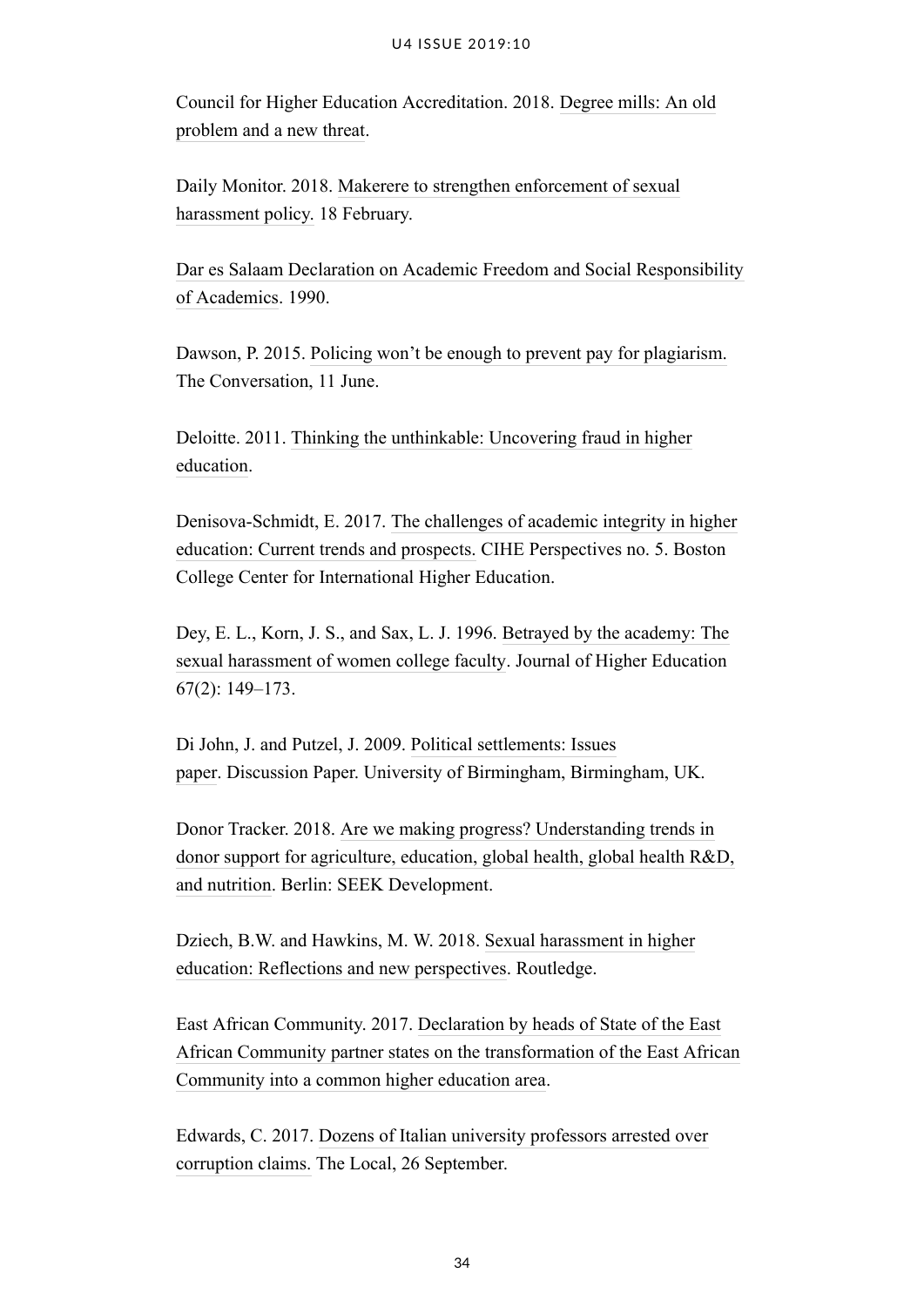Council for Higher Education Accreditation. 2018. Degree mills: An old problem and a new threat.

Daily Monitor. 2018. Makerere to strengthen enforcement of sexual harassment policy. 18 February.

Dar es Salaam Declaration on Academic Freedom and Social Responsibility of Academics. 1990.

Dawson, P. 2015. Policing won't be enough to prevent pay for plagiarism. The Conversation, 11 June.

Deloitte. 2011. Thinking the unthinkable: Uncovering fraud in higher education.

Denisova-Schmidt, E. 2017. The challenges of academic integrity in higher education: Current trends and prospects. CIHE Perspectives no. 5. Boston College Center for International Higher Education.

Dey, E. L., Korn, J. S., and Sax, L. J. 1996. Betrayed by the academy: The sexual harassment of women college faculty. Journal of Higher Education 67(2): 149–173.

Di John, J. and Putzel, J. 2009. Political settlements: Issues paper. Discussion Paper. University of Birmingham, Birmingham, UK.

Donor Tracker. 2018. Are we making progress? Understanding trends in donor support for agriculture, education, global health, global health R&D, and nutrition. Berlin: SEEK Development.

Dziech, B.W. and Hawkins, M. W. 2018. Sexual harassment in higher education: Reflections and new perspectives. Routledge.

East African Community. 2017. Declaration by heads of State of the East African Community partner states on the transformation of the East African Community into a common higher education area.

Edwards, C. 2017. Dozens of Italian university professors arrested over corruption claims. The Local, 26 September.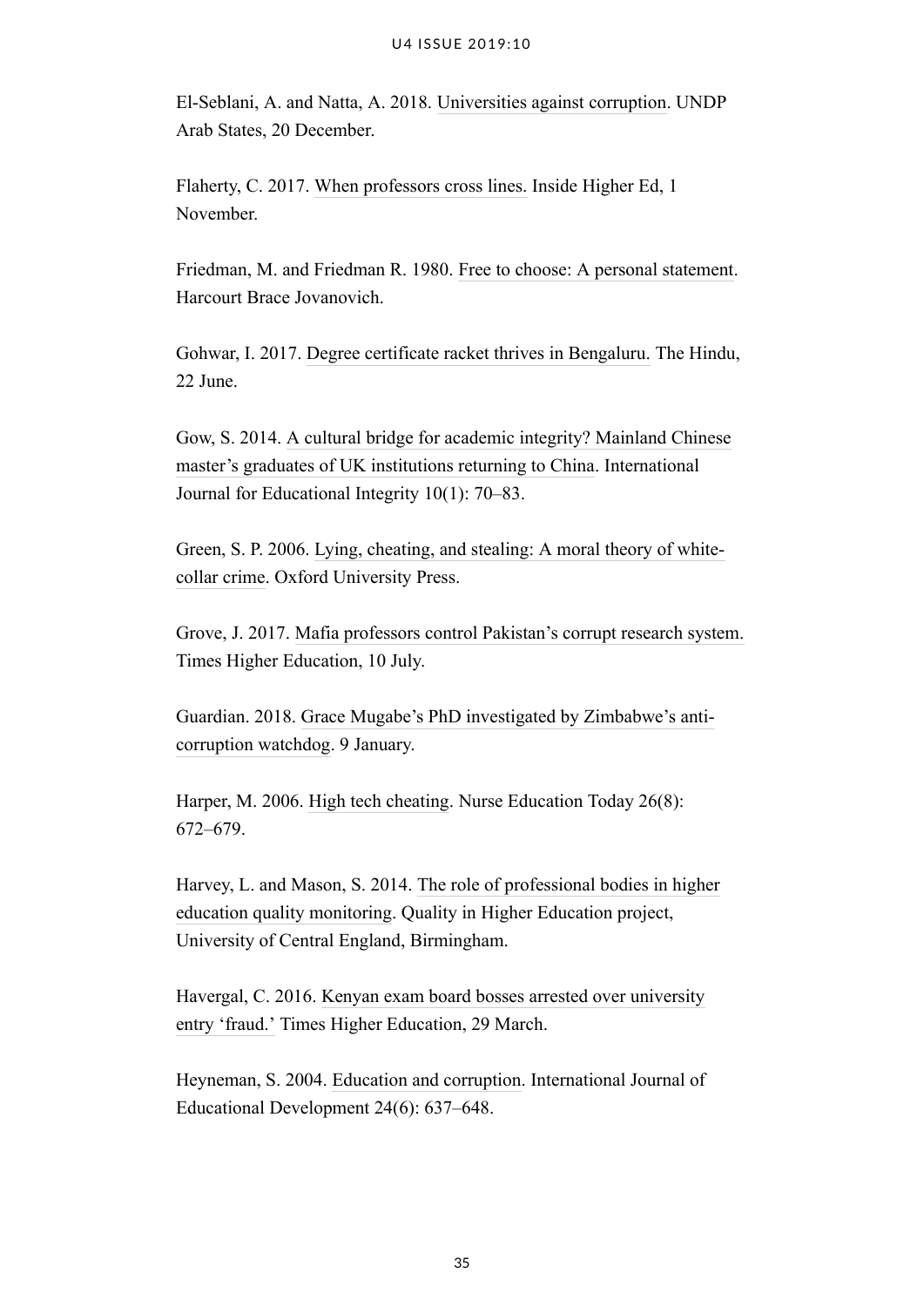El-Seblani, A. and Natta, A. 2018. Universities against corruption. UNDP Arab States, 20 December.

Flaherty, C. 2017. When professors cross lines. Inside Higher Ed, 1 November.

Friedman, M. and Friedman R. 1980. Free to choose: A personal statement. Harcourt Brace Jovanovich.

Gohwar, I. 2017. Degree certificate racket thrives in Bengaluru. The Hindu, 22 June.

Gow, S. 2014. A cultural bridge for academic integrity? Mainland Chinese master's graduates of UK institutions returning to China. International Journal for Educational Integrity 10(1): 70–83.

Green, S. P. 2006. Lying, cheating, and stealing: A moral theory of white-collar crime. Oxford University Press.

Grove, J. 2017. Mafia professors control Pakistan's corrupt research system. Times Higher Education, 10 July.

Guardian. 2018. Grace Mugabe's PhD investigated by Zimbabwe's anti-corruption watchdog. 9 January.

Harper, M. 2006. High tech cheating. Nurse Education Today 26(8): 672–679.

Harvey, L. and Mason, S. 2014. The role of professional bodies in higher education quality monitoring. Quality in Higher Education project, University of Central England, Birmingham.

Havergal, C. 2016. Kenyan exam board bosses arrested over university entry 'fraud.' Times Higher Education, 29 March.

Heyneman, S. 2004. Education and corruption. International Journal of Educational Development 24(6): 637–648.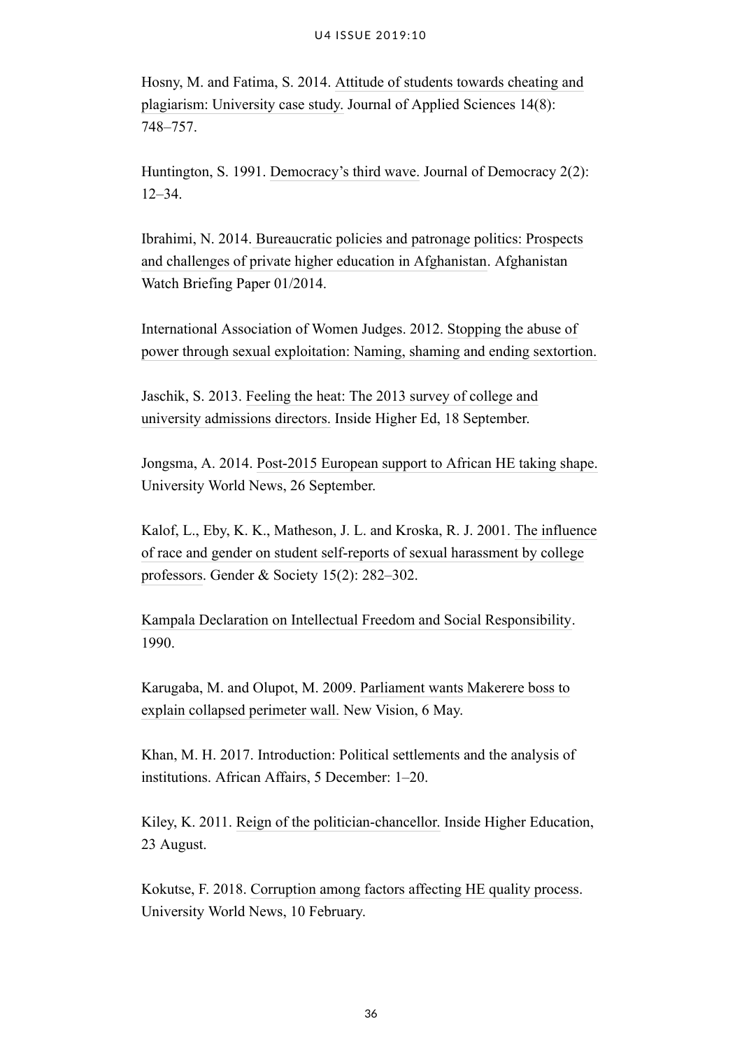Hosny, M. and Fatima, S. 2014. Attitude of students towards cheating and plagiarism: University case study. Journal of Applied Sciences 14(8): 748–757.

Huntington, S. 1991. Democracy's third wave. Journal of Democracy 2(2): 12–34.

Ibrahimi, N. 2014. Bureaucratic policies and patronage politics: Prospects and challenges of private higher education in Afghanistan. Afghanistan Watch Briefing Paper 01/2014.

International Association of Women Judges. 2012. Stopping the abuse of power through sexual exploitation: Naming, shaming and ending sextortion.

Jaschik, S. 2013. Feeling the heat: The 2013 survey of college and university admissions directors. Inside Higher Ed, 18 September.

Jongsma, A. 2014. Post-2015 European support to African HE taking shape. University World News, 26 September.

Kalof, L., Eby, K. K., Matheson, J. L. and Kroska, R. J. 2001. The influence of race and gender on student self-reports of sexual harassment by college professors. Gender & Society 15(2): 282–302.

Kampala Declaration on Intellectual Freedom and Social Responsibility. 1990.

Karugaba, M. and Olupot, M. 2009. Parliament wants Makerere boss to explain collapsed perimeter wall. New Vision, 6 May.

Khan, M. H. 2017. Introduction: Political settlements and the analysis of institutions. African Affairs, 5 December: 1–20.

Kiley, K. 2011. Reign of the politician-chancellor. Inside Higher Education, 23 August.

Kokutse, F. 2018. Corruption among factors affecting HE quality process. University World News, 10 February.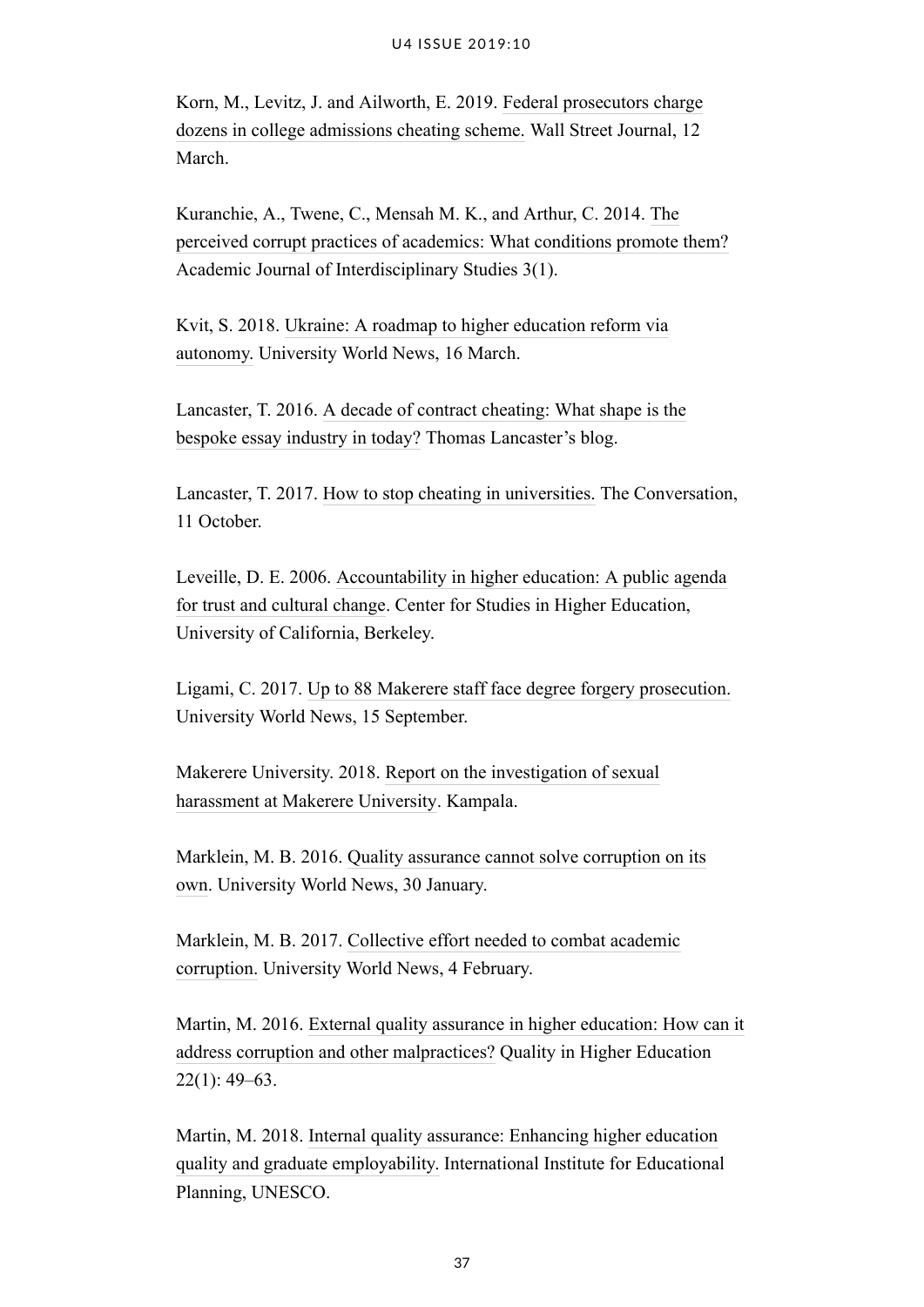Korn, M., Levitz, J. and Ailworth, E. 2019. Federal prosecutors charge dozens in college admissions cheating scheme. Wall Street Journal, 12 March.

Kuranchie, A., Twene, C., Mensah M. K., and Arthur, C. 2014. The perceived corrupt practices of academics: What conditions promote them? Academic Journal of Interdisciplinary Studies 3(1).

Kvit, S. 2018. Ukraine: A roadmap to higher education reform via autonomy. University World News, 16 March.

Lancaster, T. 2016. A decade of contract cheating: What shape is the bespoke essay industry in today? Thomas Lancaster's blog.

Lancaster, T. 2017. How to stop cheating in universities. The Conversation, 11 October.

Leveille, D. E. 2006. Accountability in higher education: A public agenda for trust and cultural change. Center for Studies in Higher Education, University of California, Berkeley.

Ligami, C. 2017. Up to 88 Makerere staff face degree forgery prosecution. University World News, 15 September.

Makerere University. 2018. Report on the investigation of sexual harassment at Makerere University. Kampala.

Marklein, M. B. 2016. Quality assurance cannot solve corruption on its own. University World News, 30 January.

Marklein, M. B. 2017. Collective effort needed to combat academic corruption. University World News, 4 February.

Martin, M. 2016. External quality assurance in higher education: How can it address corruption and other malpractices? Quality in Higher Education 22(1): 49–63.

Martin, M. 2018. Internal quality assurance: Enhancing higher education quality and graduate employability. International Institute for Educational Planning, UNESCO.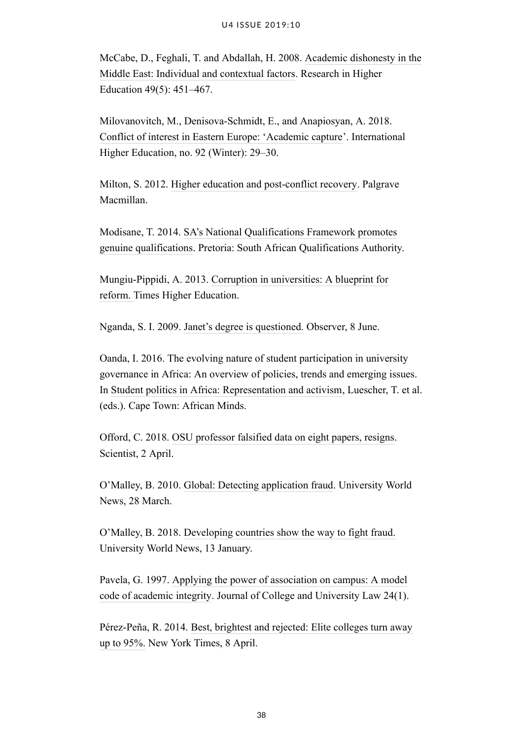McCabe, D., Feghali, T. and Abdallah, H. 2008. Academic dishonesty in the Middle East: Individual and contextual factors. Research in Higher Education 49(5): 451–467.

Milovanovitch, M., Denisova-Schmidt, E., and Anapiosyan, A. 2018. Conflict of interest in Eastern Europe: 'Academic capture'. International Higher Education, no. 92 (Winter): 29–30.

Milton, S. 2012. Higher education and post-conflict recovery. Palgrave Macmillan.

Modisane, T. 2014. SA's National Qualifications Framework promotes genuine qualifications. Pretoria: South African Qualifications Authority.

Mungiu-Pippidi, A. 2013. Corruption in universities: A blueprint for reform. Times Higher Education.

Nganda, S. I. 2009. Janet's degree is questioned. Observer, 8 June.

Oanda, I. 2016. The evolving nature of student participation in university governance in Africa: An overview of policies, trends and emerging issues. In Student politics in Africa: Representation and activism, Luescher, T. et al. (eds.). Cape Town: African Minds.

Offord, C. 2018. OSU professor falsified data on eight papers, resigns. Scientist, 2 April.

O'Malley, B. 2010. Global: Detecting application fraud. University World News, 28 March.

O'Malley, B. 2018. Developing countries show the way to fight fraud. University World News, 13 January.

Pavela, G. 1997. Applying the power of association on campus: A model code of academic integrity. Journal of College and University Law 24(1).

Pérez-Peña, R. 2014. Best, brightest and rejected: Elite colleges turn away up to 95%. New York Times, 8 April.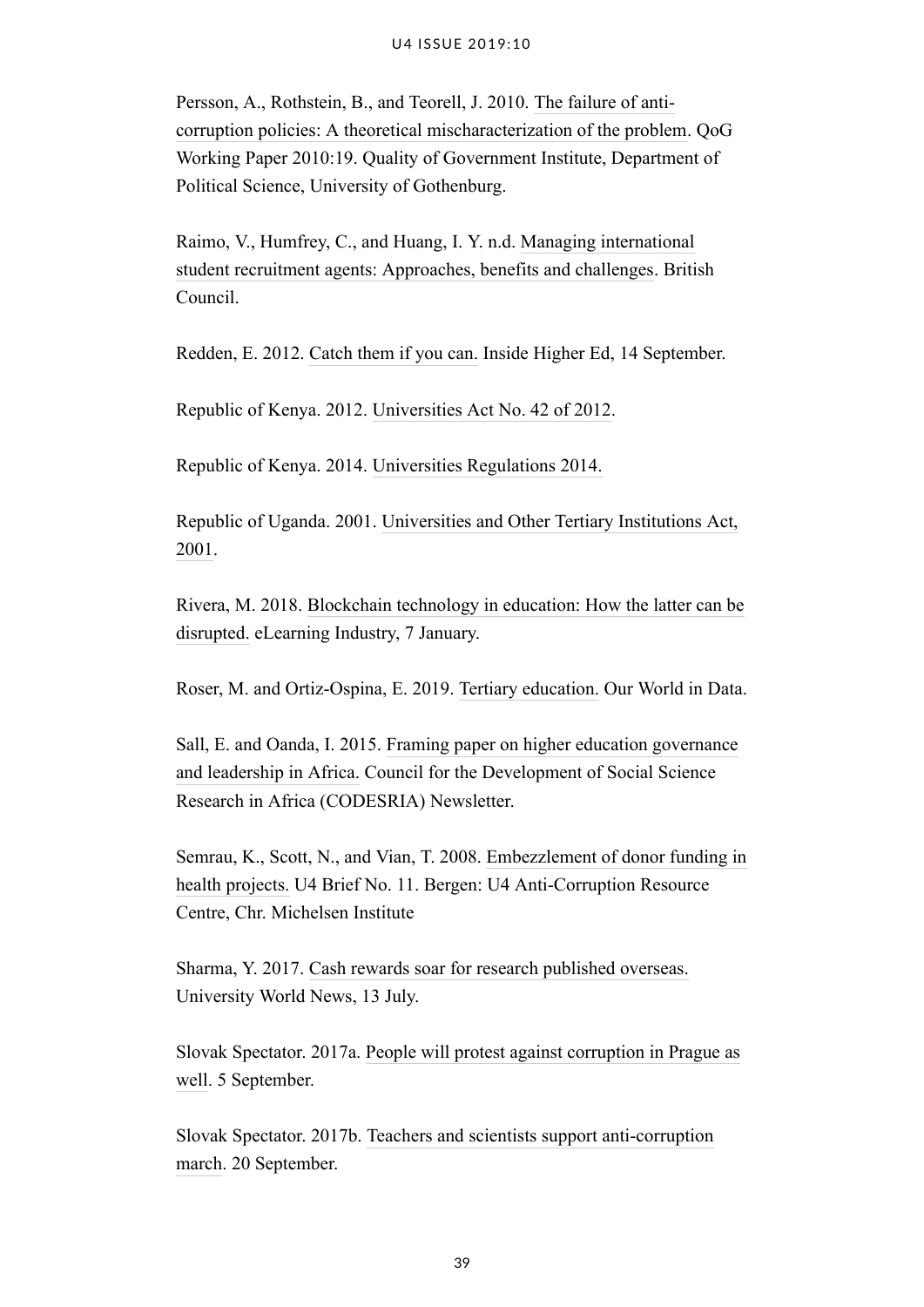Persson, A., Rothstein, B., and Teorell, J. 2010. The failure of anti-corruption policies: A theoretical mischaracterization of the problem. QoG Working Paper 2010:19. Quality of Government Institute, Department of Political Science, University of Gothenburg.

Raimo, V., Humfrey, C., and Huang, I. Y. n.d. Managing international student recruitment agents: Approaches, benefits and challenges. British Council.

Redden, E. 2012. Catch them if you can. Inside Higher Ed, 14 September.

Republic of Kenya. 2012. Universities Act No. 42 of 2012.

Republic of Kenya. 2014. Universities Regulations 2014.

Republic of Uganda. 2001. Universities and Other Tertiary Institutions Act, 2001.

Rivera, M. 2018. Blockchain technology in education: How the latter can be disrupted. eLearning Industry, 7 January.

Roser, M. and Ortiz-Ospina, E. 2019. Tertiary education. Our World in Data.

Sall, E. and Oanda, I. 2015. Framing paper on higher education governance and leadership in Africa. Council for the Development of Social Science Research in Africa (CODESRIA) Newsletter.

Semrau, K., Scott, N., and Vian, T. 2008. Embezzlement of donor funding in health projects. U4 Brief No. 11. Bergen: U4 Anti-Corruption Resource Centre, Chr. Michelsen Institute

Sharma, Y. 2017. Cash rewards soar for research published overseas. University World News, 13 July.

Slovak Spectator. 2017a. People will protest against corruption in Prague as well. 5 September.

Slovak Spectator. 2017b. Teachers and scientists support anti-corruption march. 20 September.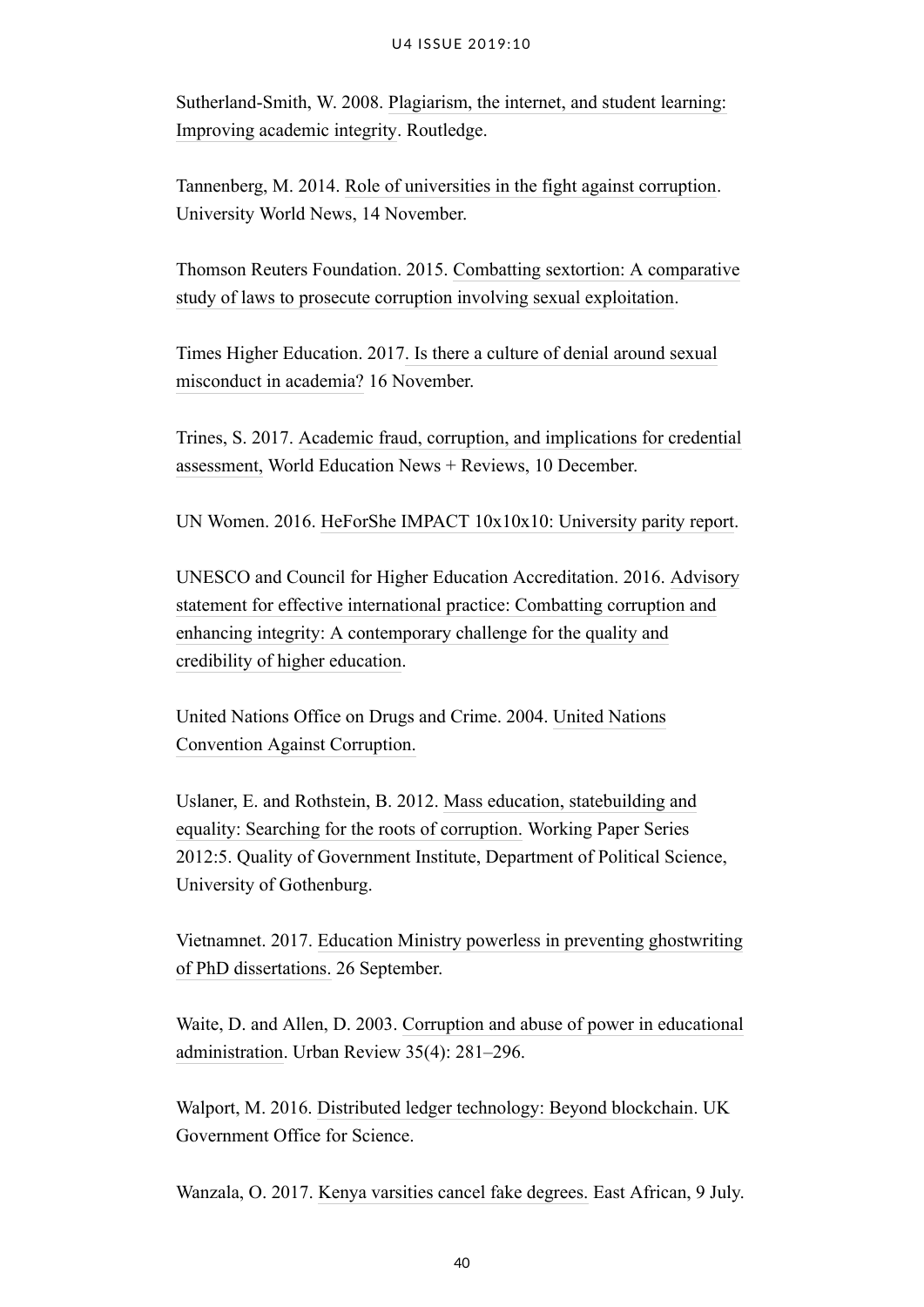Sutherland-Smith, W. 2008. Plagiarism, the internet, and student learning: Improving academic integrity. Routledge.

Tannenberg, M. 2014. Role of universities in the fight against corruption. University World News, 14 November.

Thomson Reuters Foundation. 2015. Combatting sextortion: A comparative study of laws to prosecute corruption involving sexual exploitation.

Times Higher Education. 2017. Is there a culture of denial around sexual misconduct in academia? 16 November.

Trines, S. 2017. Academic fraud, corruption, and implications for credential assessment, World Education News + Reviews, 10 December.

UN Women. 2016. HeForShe IMPACT 10x10x10: University parity report.

UNESCO and Council for Higher Education Accreditation. 2016. Advisory statement for effective international practice: Combatting corruption and enhancing integrity: A contemporary challenge for the quality and credibility of higher education.

United Nations Office on Drugs and Crime. 2004. United Nations Convention Against Corruption.

Uslaner, E. and Rothstein, B. 2012. Mass education, statebuilding and equality: Searching for the roots of corruption. Working Paper Series 2012:5. Quality of Government Institute, Department of Political Science, University of Gothenburg.

Vietnamnet. 2017. Education Ministry powerless in preventing ghostwriting of PhD dissertations. 26 September.

Waite, D. and Allen, D. 2003. Corruption and abuse of power in educational administration. Urban Review 35(4): 281–296.

Walport, M. 2016. Distributed ledger technology: Beyond blockchain. UK Government Office for Science.

Wanzala, O. 2017. Kenya varsities cancel fake degrees. East African, 9 July.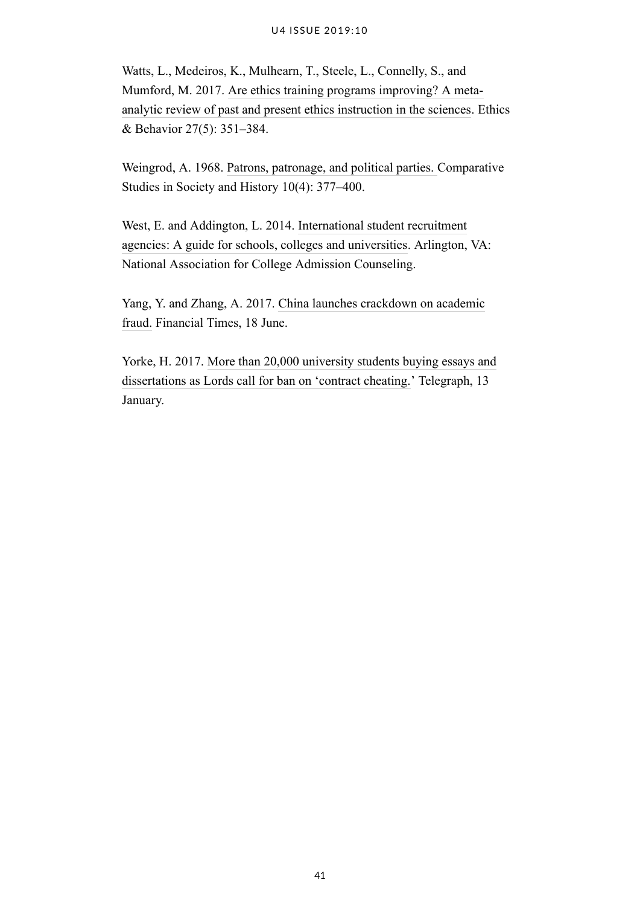Watts, L., Medeiros, K., Mulhearn, T., Steele, L., Connelly, S., and Mumford, M. 2017. Are ethics training programs improving? A meta-analytic review of past and present ethics instruction in the sciences. Ethics & Behavior 27(5): 351–384.

Weingrod, A. 1968. Patrons, patronage, and political parties. Comparative Studies in Society and History 10(4): 377–400.

West, E. and Addington, L. 2014. International student recruitment agencies: A guide for schools, colleges and universities. Arlington, VA: National Association for College Admission Counseling.

Yang, Y. and Zhang, A. 2017. China launches crackdown on academic fraud. Financial Times, 18 June.

Yorke, H. 2017. More than 20,000 university students buying essays and dissertations as Lords call for ban on 'contract cheating.' Telegraph, 13 January.